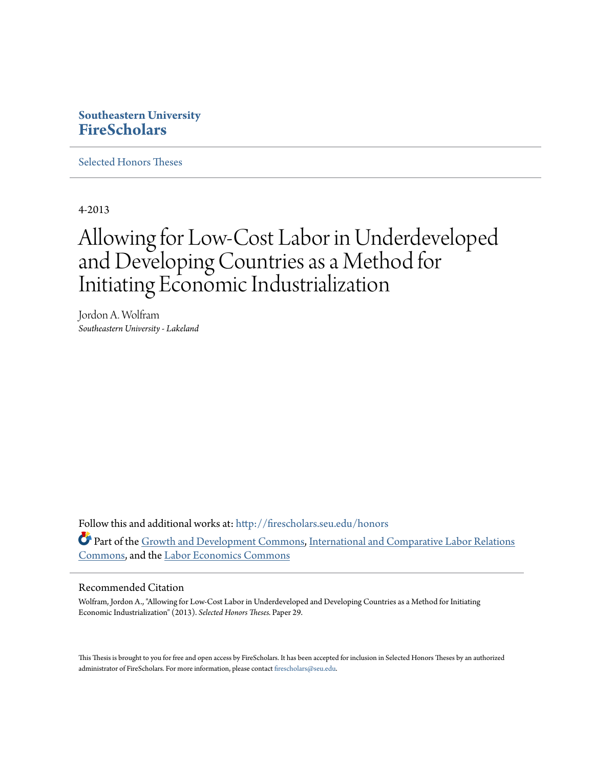Southeastern University
**FireScholars**

Selected Honors Theses

4-2013

# Allowing for Low-Cost Labor in Underdeveloped and Developing Countries as a Method for Initiating Economic Industrialization

Jordon A. Wolfram
*Southeastern University - Lakeland*

Follow this and additional works at: http://firescholars.seu.edu/honors

Part of the Growth and Development Commons, International and Comparative Labor Relations Commons, and the Labor Economics Commons

Recommended Citation

Wolfram, Jordon A., "Allowing for Low-Cost Labor in Underdeveloped and Developing Countries as a Method for Initiating Economic Industrialization" (2013). *Selected Honors Theses.* Paper 29.

This Thesis is brought to you for free and open access by FireScholars. It has been accepted for inclusion in Selected Honors Theses by an authorized administrator of FireScholars. For more information, please contact firescholars@seu.edu.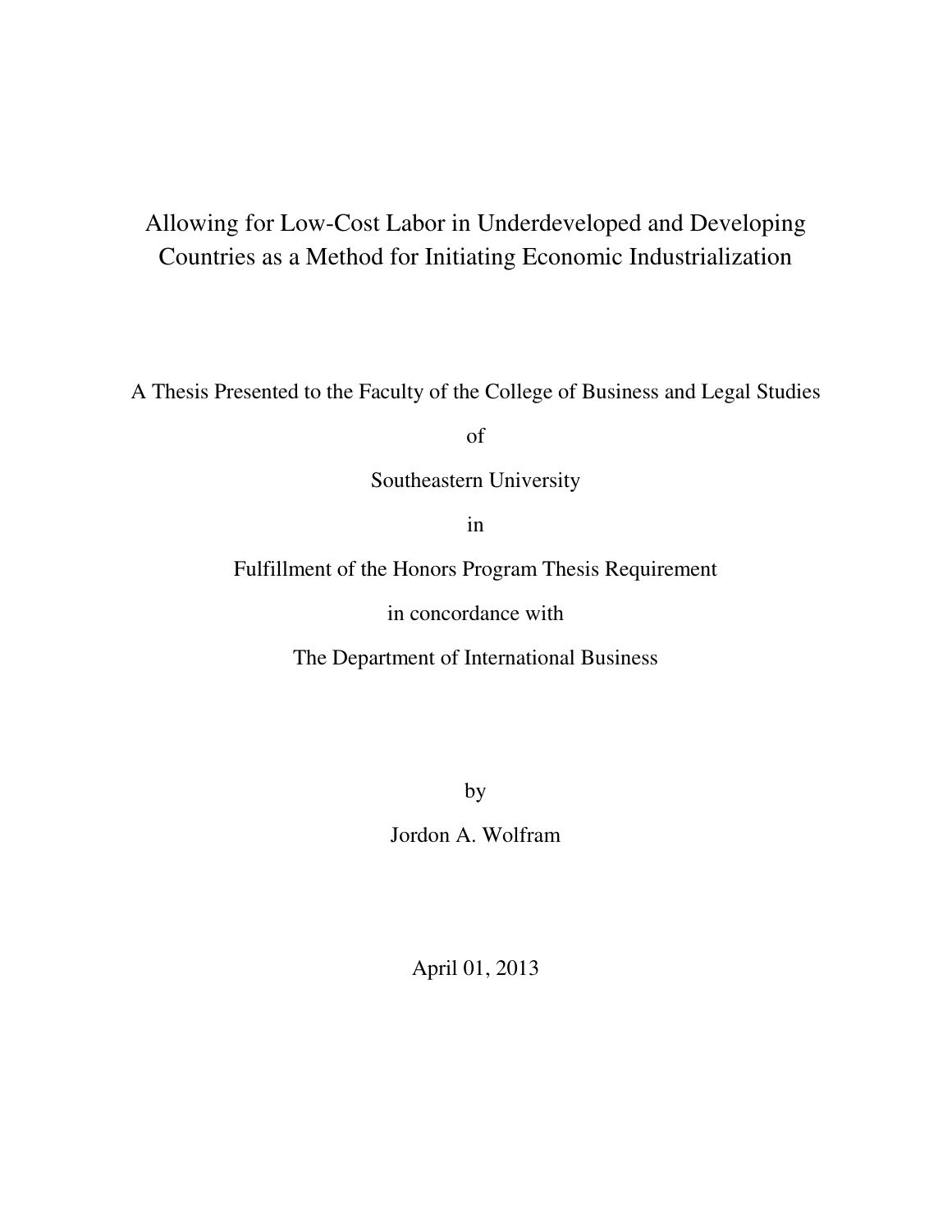# Allowing for Low-Cost Labor in Underdeveloped and Developing Countries as a Method for Initiating Economic Industrialization

A Thesis Presented to the Faculty of the College of Business and Legal Studies

of

Southeastern University

in

Fulfillment of the Honors Program Thesis Requirement

in concordance with

The Department of International Business

by

Jordon A. Wolfram

April 01, 2013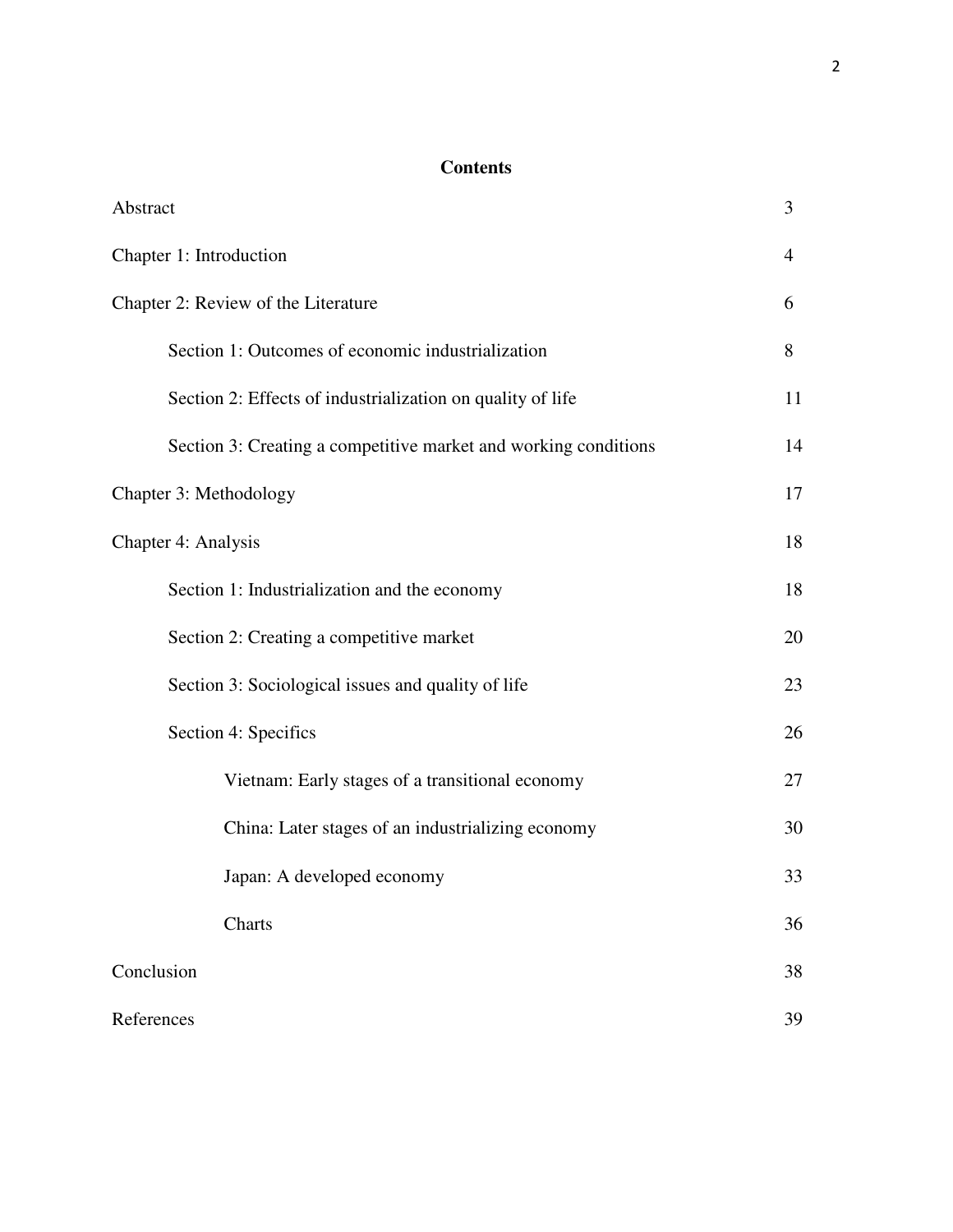# Contents

| | |
|---|---|
| Abstract | 3 |
| Chapter 1: Introduction | 4 |
| Chapter 2: Review of the Literature | 6 |
| &nbsp;&nbsp;&nbsp;&nbsp;Section 1: Outcomes of economic industrialization | 8 |
| &nbsp;&nbsp;&nbsp;&nbsp;Section 2: Effects of industrialization on quality of life | 11 |
| &nbsp;&nbsp;&nbsp;&nbsp;Section 3: Creating a competitive market and working conditions | 14 |
| Chapter 3: Methodology | 17 |
| Chapter 4: Analysis | 18 |
| &nbsp;&nbsp;&nbsp;&nbsp;Section 1: Industrialization and the economy | 18 |
| &nbsp;&nbsp;&nbsp;&nbsp;Section 2: Creating a competitive market | 20 |
| &nbsp;&nbsp;&nbsp;&nbsp;Section 3: Sociological issues and quality of life | 23 |
| &nbsp;&nbsp;&nbsp;&nbsp;Section 4: Specifics | 26 |
| &nbsp;&nbsp;&nbsp;&nbsp;&nbsp;&nbsp;&nbsp;&nbsp;Vietnam: Early stages of a transitional economy | 27 |
| &nbsp;&nbsp;&nbsp;&nbsp;&nbsp;&nbsp;&nbsp;&nbsp;China: Later stages of an industrializing economy | 30 |
| &nbsp;&nbsp;&nbsp;&nbsp;&nbsp;&nbsp;&nbsp;&nbsp;Japan: A developed economy | 33 |
| &nbsp;&nbsp;&nbsp;&nbsp;&nbsp;&nbsp;&nbsp;&nbsp;Charts | 36 |
| Conclusion | 38 |
| References | 39 |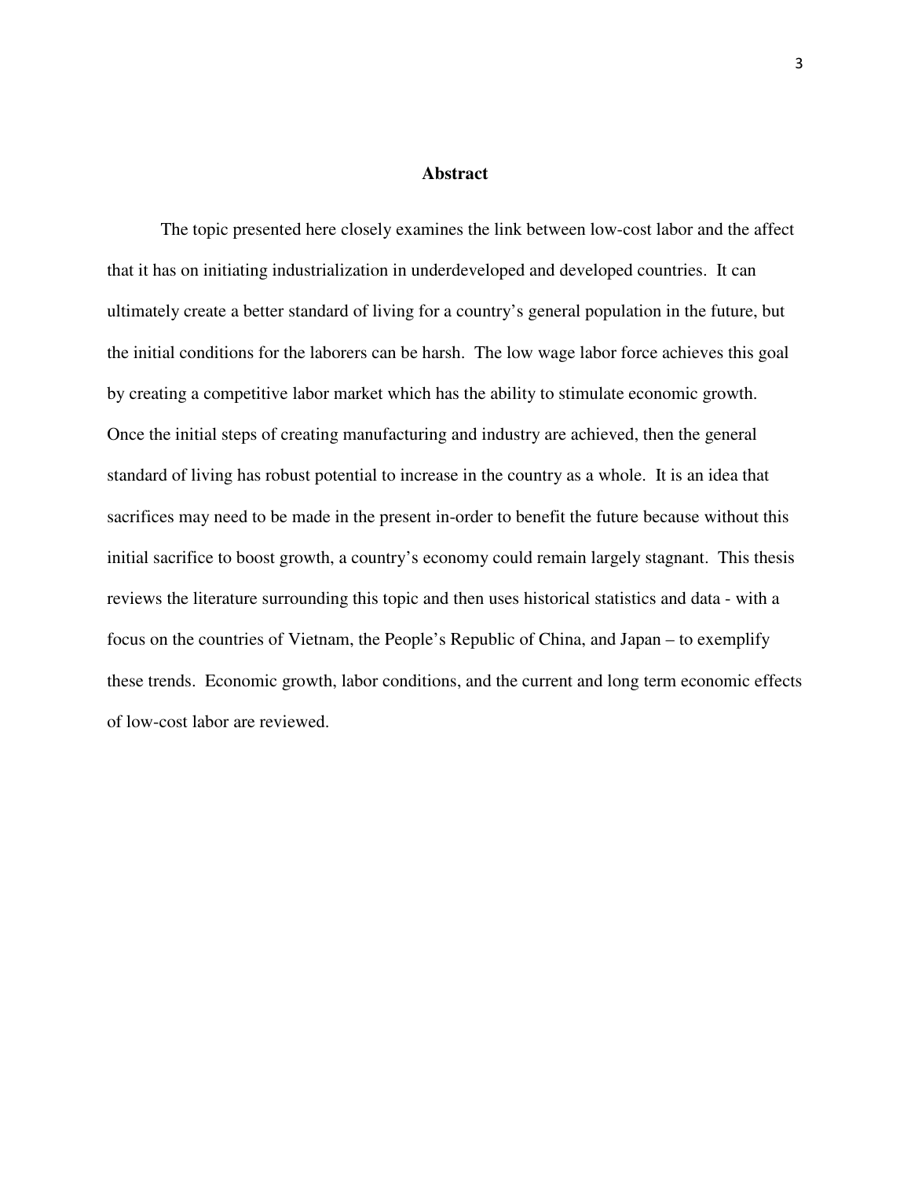# Abstract

The topic presented here closely examines the link between low-cost labor and the affect that it has on initiating industrialization in underdeveloped and developed countries. It can ultimately create a better standard of living for a country's general population in the future, but the initial conditions for the laborers can be harsh. The low wage labor force achieves this goal by creating a competitive labor market which has the ability to stimulate economic growth. Once the initial steps of creating manufacturing and industry are achieved, then the general standard of living has robust potential to increase in the country as a whole. It is an idea that sacrifices may need to be made in the present in-order to benefit the future because without this initial sacrifice to boost growth, a country's economy could remain largely stagnant. This thesis reviews the literature surrounding this topic and then uses historical statistics and data - with a focus on the countries of Vietnam, the People's Republic of China, and Japan – to exemplify these trends. Economic growth, labor conditions, and the current and long term economic effects of low-cost labor are reviewed.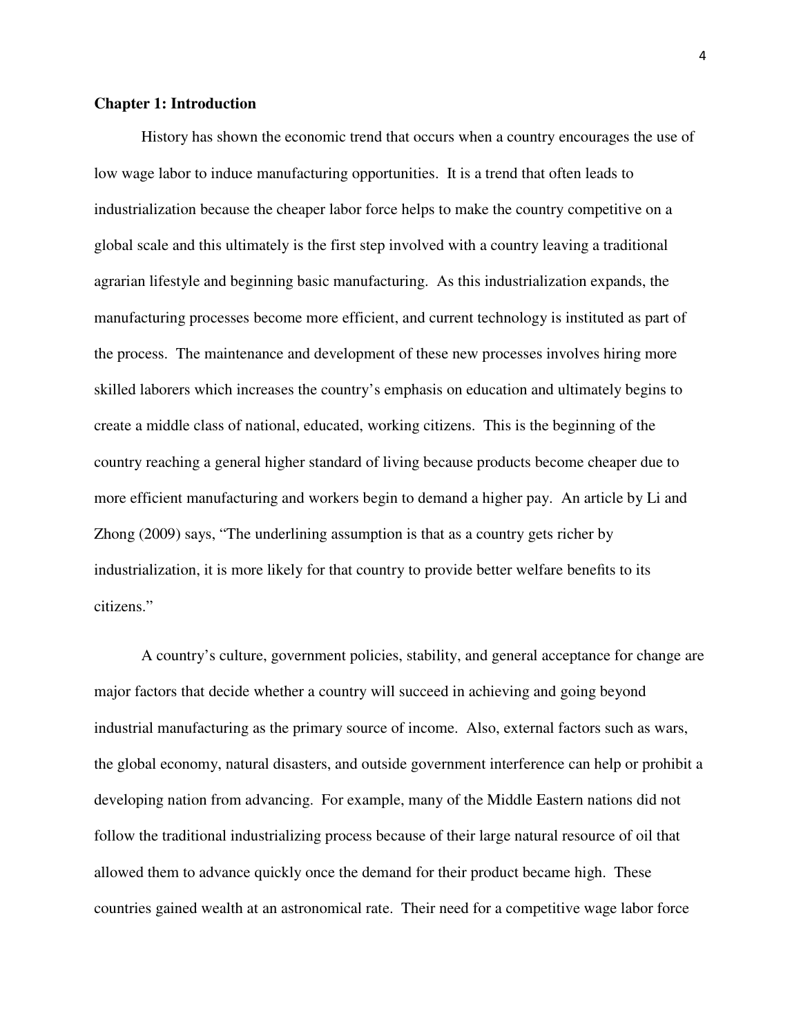## Chapter 1: Introduction

History has shown the economic trend that occurs when a country encourages the use of low wage labor to induce manufacturing opportunities. It is a trend that often leads to industrialization because the cheaper labor force helps to make the country competitive on a global scale and this ultimately is the first step involved with a country leaving a traditional agrarian lifestyle and beginning basic manufacturing. As this industrialization expands, the manufacturing processes become more efficient, and current technology is instituted as part of the process. The maintenance and development of these new processes involves hiring more skilled laborers which increases the country's emphasis on education and ultimately begins to create a middle class of national, educated, working citizens. This is the beginning of the country reaching a general higher standard of living because products become cheaper due to more efficient manufacturing and workers begin to demand a higher pay. An article by Li and Zhong (2009) says, "The underlining assumption is that as a country gets richer by industrialization, it is more likely for that country to provide better welfare benefits to its citizens."

A country's culture, government policies, stability, and general acceptance for change are major factors that decide whether a country will succeed in achieving and going beyond industrial manufacturing as the primary source of income. Also, external factors such as wars, the global economy, natural disasters, and outside government interference can help or prohibit a developing nation from advancing. For example, many of the Middle Eastern nations did not follow the traditional industrializing process because of their large natural resource of oil that allowed them to advance quickly once the demand for their product became high. These countries gained wealth at an astronomical rate. Their need for a competitive wage labor force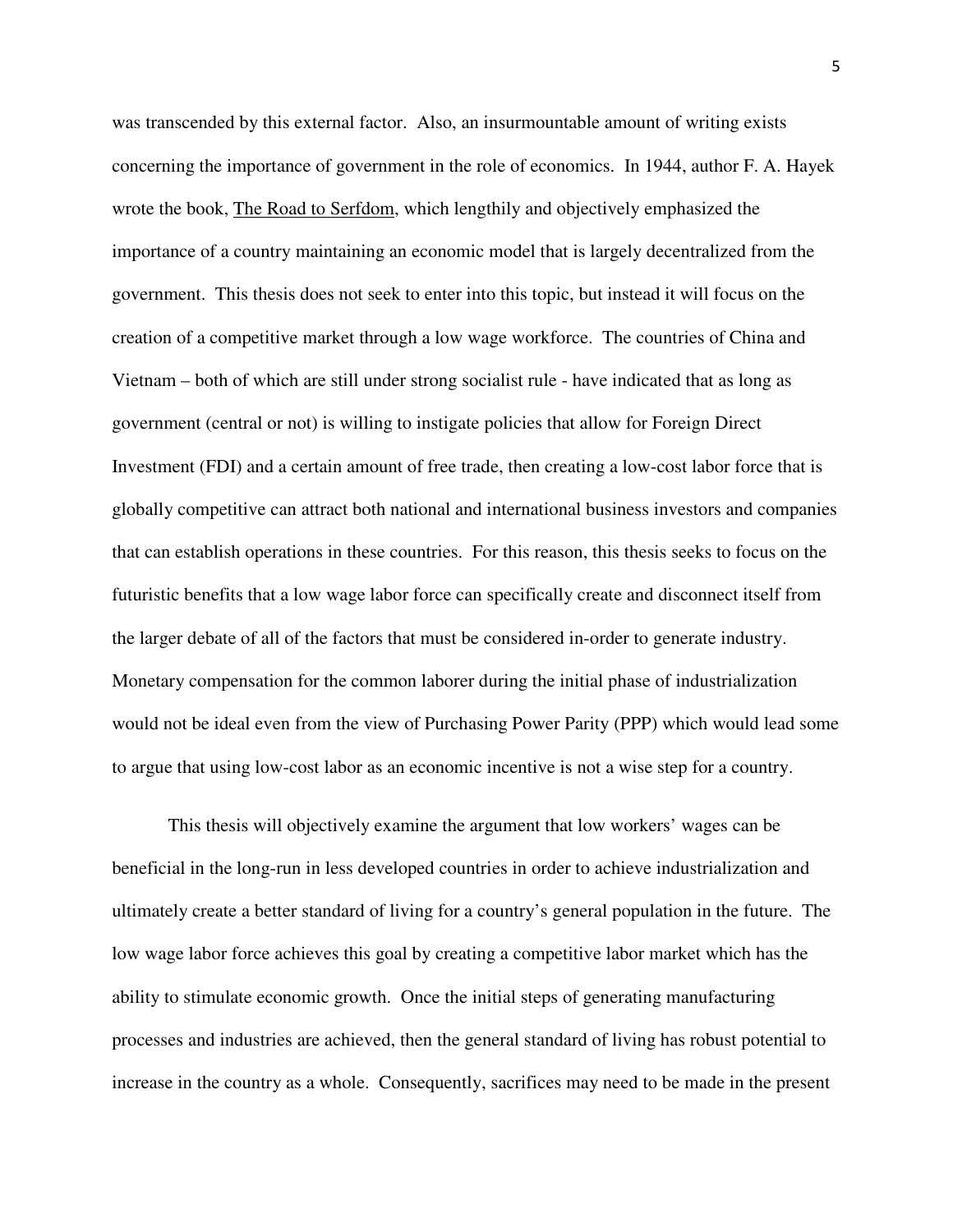was transcended by this external factor. Also, an insurmountable amount of writing exists concerning the importance of government in the role of economics. In 1944, author F. A. Hayek wrote the book, The Road to Serfdom, which lengthily and objectively emphasized the importance of a country maintaining an economic model that is largely decentralized from the government. This thesis does not seek to enter into this topic, but instead it will focus on the creation of a competitive market through a low wage workforce. The countries of China and Vietnam – both of which are still under strong socialist rule - have indicated that as long as government (central or not) is willing to instigate policies that allow for Foreign Direct Investment (FDI) and a certain amount of free trade, then creating a low-cost labor force that is globally competitive can attract both national and international business investors and companies that can establish operations in these countries. For this reason, this thesis seeks to focus on the futuristic benefits that a low wage labor force can specifically create and disconnect itself from the larger debate of all of the factors that must be considered in-order to generate industry. Monetary compensation for the common laborer during the initial phase of industrialization would not be ideal even from the view of Purchasing Power Parity (PPP) which would lead some to argue that using low-cost labor as an economic incentive is not a wise step for a country.

This thesis will objectively examine the argument that low workers' wages can be beneficial in the long-run in less developed countries in order to achieve industrialization and ultimately create a better standard of living for a country's general population in the future. The low wage labor force achieves this goal by creating a competitive labor market which has the ability to stimulate economic growth. Once the initial steps of generating manufacturing processes and industries are achieved, then the general standard of living has robust potential to increase in the country as a whole. Consequently, sacrifices may need to be made in the present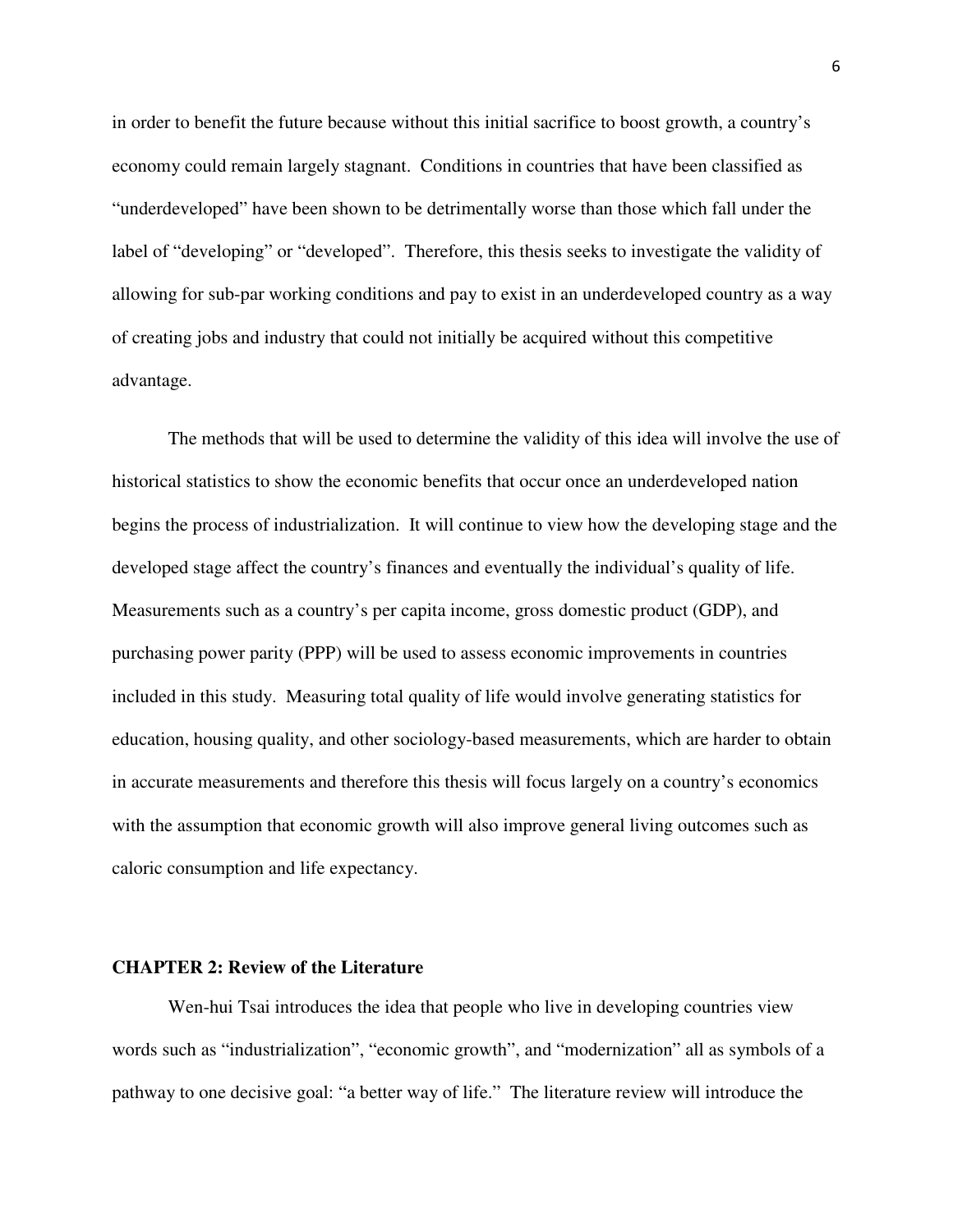in order to benefit the future because without this initial sacrifice to boost growth, a country's economy could remain largely stagnant. Conditions in countries that have been classified as "underdeveloped" have been shown to be detrimentally worse than those which fall under the label of "developing" or "developed". Therefore, this thesis seeks to investigate the validity of allowing for sub-par working conditions and pay to exist in an underdeveloped country as a way of creating jobs and industry that could not initially be acquired without this competitive advantage.

The methods that will be used to determine the validity of this idea will involve the use of historical statistics to show the economic benefits that occur once an underdeveloped nation begins the process of industrialization. It will continue to view how the developing stage and the developed stage affect the country's finances and eventually the individual's quality of life. Measurements such as a country's per capita income, gross domestic product (GDP), and purchasing power parity (PPP) will be used to assess economic improvements in countries included in this study. Measuring total quality of life would involve generating statistics for education, housing quality, and other sociology-based measurements, which are harder to obtain in accurate measurements and therefore this thesis will focus largely on a country's economics with the assumption that economic growth will also improve general living outcomes such as caloric consumption and life expectancy.

## CHAPTER 2: Review of the Literature

Wen-hui Tsai introduces the idea that people who live in developing countries view words such as "industrialization", "economic growth", and "modernization" all as symbols of a pathway to one decisive goal: "a better way of life." The literature review will introduce the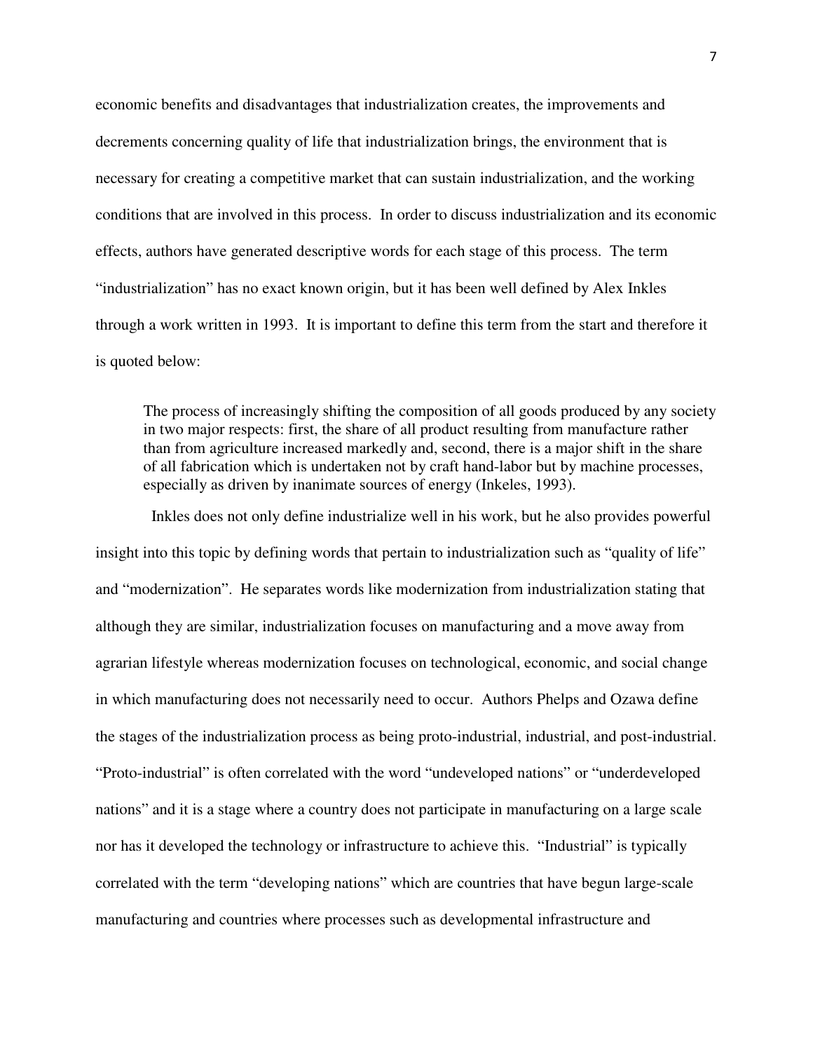economic benefits and disadvantages that industrialization creates, the improvements and decrements concerning quality of life that industrialization brings, the environment that is necessary for creating a competitive market that can sustain industrialization, and the working conditions that are involved in this process. In order to discuss industrialization and its economic effects, authors have generated descriptive words for each stage of this process. The term "industrialization" has no exact known origin, but it has been well defined by Alex Inkles through a work written in 1993. It is important to define this term from the start and therefore it is quoted below:

> The process of increasingly shifting the composition of all goods produced by any society in two major respects: first, the share of all product resulting from manufacture rather than from agriculture increased markedly and, second, there is a major shift in the share of all fabrication which is undertaken not by craft hand-labor but by machine processes, especially as driven by inanimate sources of energy (Inkeles, 1993).

Inkles does not only define industrialize well in his work, but he also provides powerful insight into this topic by defining words that pertain to industrialization such as "quality of life" and "modernization". He separates words like modernization from industrialization stating that although they are similar, industrialization focuses on manufacturing and a move away from agrarian lifestyle whereas modernization focuses on technological, economic, and social change in which manufacturing does not necessarily need to occur. Authors Phelps and Ozawa define the stages of the industrialization process as being proto-industrial, industrial, and post-industrial. "Proto-industrial" is often correlated with the word "undeveloped nations" or "underdeveloped nations" and it is a stage where a country does not participate in manufacturing on a large scale nor has it developed the technology or infrastructure to achieve this. "Industrial" is typically correlated with the term "developing nations" which are countries that have begun large-scale manufacturing and countries where processes such as developmental infrastructure and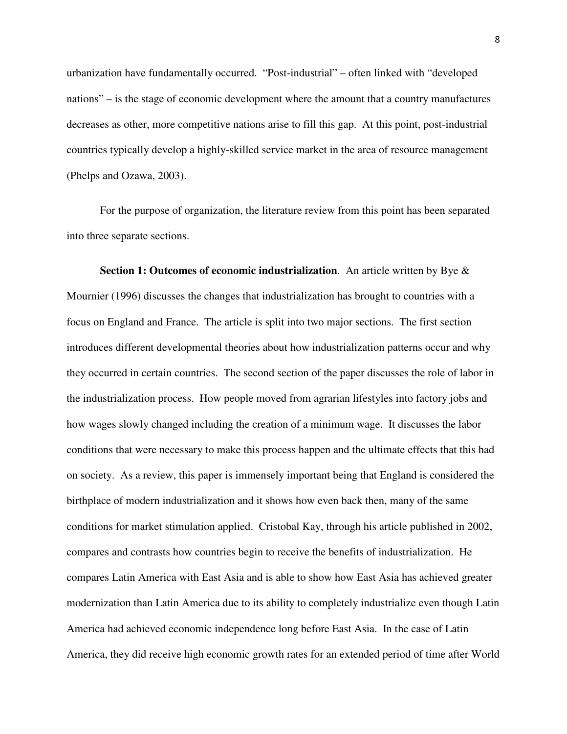urbanization have fundamentally occurred. "Post-industrial" – often linked with "developed nations" – is the stage of economic development where the amount that a country manufactures decreases as other, more competitive nations arise to fill this gap. At this point, post-industrial countries typically develop a highly-skilled service market in the area of resource management (Phelps and Ozawa, 2003).

For the purpose of organization, the literature review from this point has been separated into three separate sections.

**Section 1: Outcomes of economic industrialization**. An article written by Bye & Mournier (1996) discusses the changes that industrialization has brought to countries with a focus on England and France. The article is split into two major sections. The first section introduces different developmental theories about how industrialization patterns occur and why they occurred in certain countries. The second section of the paper discusses the role of labor in the industrialization process. How people moved from agrarian lifestyles into factory jobs and how wages slowly changed including the creation of a minimum wage. It discusses the labor conditions that were necessary to make this process happen and the ultimate effects that this had on society. As a review, this paper is immensely important being that England is considered the birthplace of modern industrialization and it shows how even back then, many of the same conditions for market stimulation applied. Cristobal Kay, through his article published in 2002, compares and contrasts how countries begin to receive the benefits of industrialization. He compares Latin America with East Asia and is able to show how East Asia has achieved greater modernization than Latin America due to its ability to completely industrialize even though Latin America had achieved economic independence long before East Asia. In the case of Latin America, they did receive high economic growth rates for an extended period of time after World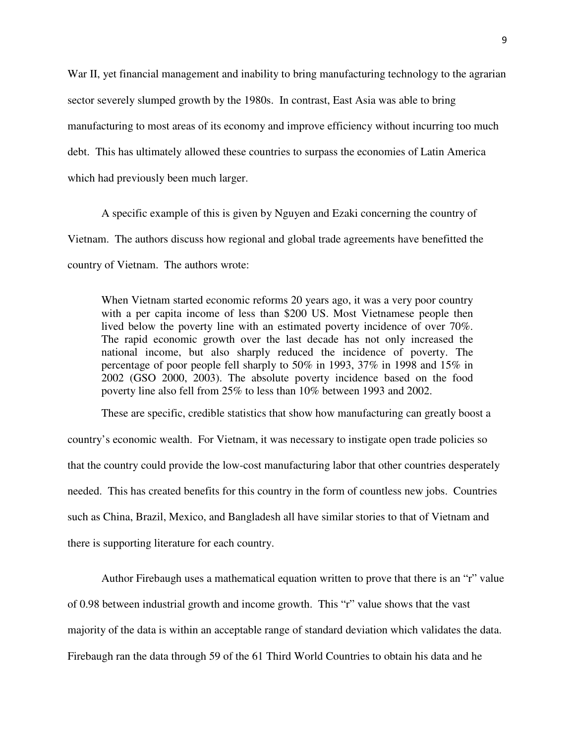War II, yet financial management and inability to bring manufacturing technology to the agrarian sector severely slumped growth by the 1980s. In contrast, East Asia was able to bring manufacturing to most areas of its economy and improve efficiency without incurring too much debt. This has ultimately allowed these countries to surpass the economies of Latin America which had previously been much larger.

A specific example of this is given by Nguyen and Ezaki concerning the country of Vietnam. The authors discuss how regional and global trade agreements have benefitted the country of Vietnam. The authors wrote:

> When Vietnam started economic reforms 20 years ago, it was a very poor country with a per capita income of less than $200 US. Most Vietnamese people then lived below the poverty line with an estimated poverty incidence of over 70%. The rapid economic growth over the last decade has not only increased the national income, but also sharply reduced the incidence of poverty. The percentage of poor people fell sharply to 50% in 1993, 37% in 1998 and 15% in 2002 (GSO 2000, 2003). The absolute poverty incidence based on the food poverty line also fell from 25% to less than 10% between 1993 and 2002.

These are specific, credible statistics that show how manufacturing can greatly boost a country's economic wealth. For Vietnam, it was necessary to instigate open trade policies so that the country could provide the low-cost manufacturing labor that other countries desperately needed. This has created benefits for this country in the form of countless new jobs. Countries such as China, Brazil, Mexico, and Bangladesh all have similar stories to that of Vietnam and there is supporting literature for each country.

Author Firebaugh uses a mathematical equation written to prove that there is an "r" value of 0.98 between industrial growth and income growth. This "r" value shows that the vast majority of the data is within an acceptable range of standard deviation which validates the data. Firebaugh ran the data through 59 of the 61 Third World Countries to obtain his data and he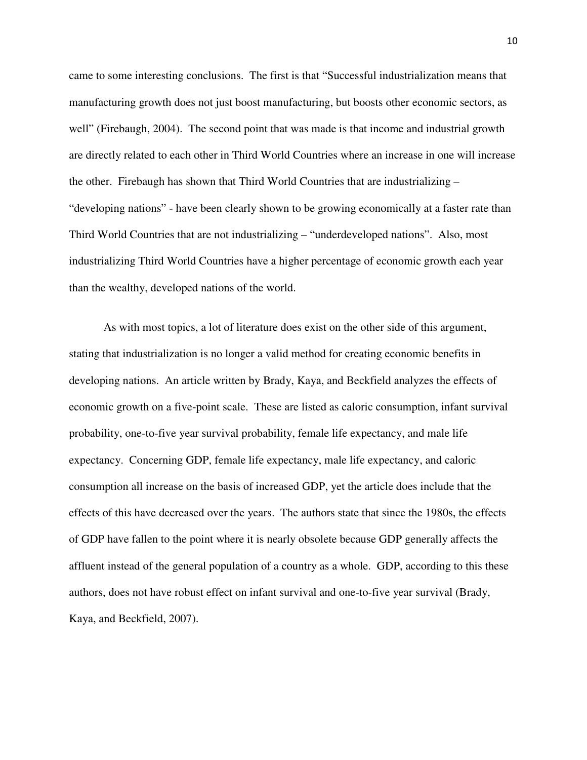came to some interesting conclusions. The first is that "Successful industrialization means that manufacturing growth does not just boost manufacturing, but boosts other economic sectors, as well" (Firebaugh, 2004). The second point that was made is that income and industrial growth are directly related to each other in Third World Countries where an increase in one will increase the other. Firebaugh has shown that Third World Countries that are industrializing – "developing nations" - have been clearly shown to be growing economically at a faster rate than Third World Countries that are not industrializing – "underdeveloped nations". Also, most industrializing Third World Countries have a higher percentage of economic growth each year than the wealthy, developed nations of the world.

As with most topics, a lot of literature does exist on the other side of this argument, stating that industrialization is no longer a valid method for creating economic benefits in developing nations. An article written by Brady, Kaya, and Beckfield analyzes the effects of economic growth on a five-point scale. These are listed as caloric consumption, infant survival probability, one-to-five year survival probability, female life expectancy, and male life expectancy. Concerning GDP, female life expectancy, male life expectancy, and caloric consumption all increase on the basis of increased GDP, yet the article does include that the effects of this have decreased over the years. The authors state that since the 1980s, the effects of GDP have fallen to the point where it is nearly obsolete because GDP generally affects the affluent instead of the general population of a country as a whole. GDP, according to this these authors, does not have robust effect on infant survival and one-to-five year survival (Brady, Kaya, and Beckfield, 2007).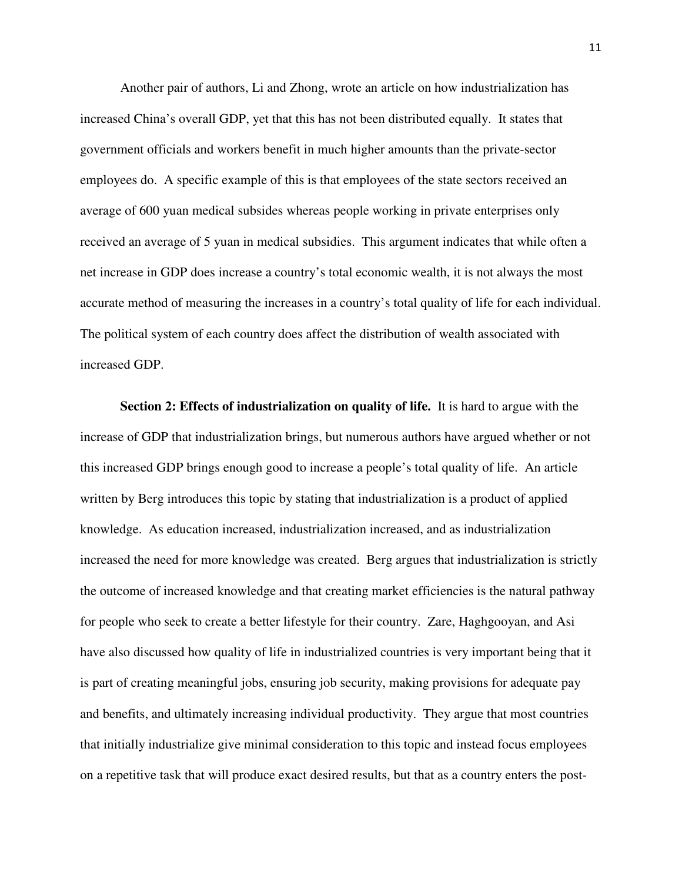Another pair of authors, Li and Zhong, wrote an article on how industrialization has increased China's overall GDP, yet that this has not been distributed equally. It states that government officials and workers benefit in much higher amounts than the private-sector employees do. A specific example of this is that employees of the state sectors received an average of 600 yuan medical subsides whereas people working in private enterprises only received an average of 5 yuan in medical subsidies. This argument indicates that while often a net increase in GDP does increase a country's total economic wealth, it is not always the most accurate method of measuring the increases in a country's total quality of life for each individual. The political system of each country does affect the distribution of wealth associated with increased GDP.

**Section 2: Effects of industrialization on quality of life.** It is hard to argue with the increase of GDP that industrialization brings, but numerous authors have argued whether or not this increased GDP brings enough good to increase a people's total quality of life. An article written by Berg introduces this topic by stating that industrialization is a product of applied knowledge. As education increased, industrialization increased, and as industrialization increased the need for more knowledge was created. Berg argues that industrialization is strictly the outcome of increased knowledge and that creating market efficiencies is the natural pathway for people who seek to create a better lifestyle for their country. Zare, Haghgooyan, and Asi have also discussed how quality of life in industrialized countries is very important being that it is part of creating meaningful jobs, ensuring job security, making provisions for adequate pay and benefits, and ultimately increasing individual productivity. They argue that most countries that initially industrialize give minimal consideration to this topic and instead focus employees on a repetitive task that will produce exact desired results, but that as a country enters the post-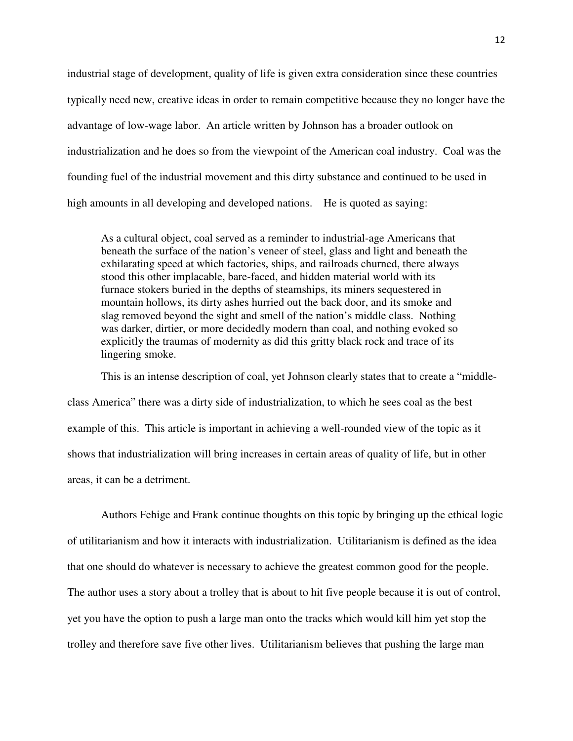industrial stage of development, quality of life is given extra consideration since these countries typically need new, creative ideas in order to remain competitive because they no longer have the advantage of low-wage labor. An article written by Johnson has a broader outlook on industrialization and he does so from the viewpoint of the American coal industry. Coal was the founding fuel of the industrial movement and this dirty substance and continued to be used in high amounts in all developing and developed nations. He is quoted as saying:

> As a cultural object, coal served as a reminder to industrial-age Americans that beneath the surface of the nation's veneer of steel, glass and light and beneath the exhilarating speed at which factories, ships, and railroads churned, there always stood this other implacable, bare-faced, and hidden material world with its furnace stokers buried in the depths of steamships, its miners sequestered in mountain hollows, its dirty ashes hurried out the back door, and its smoke and slag removed beyond the sight and smell of the nation's middle class. Nothing was darker, dirtier, or more decidedly modern than coal, and nothing evoked so explicitly the traumas of modernity as did this gritty black rock and trace of its lingering smoke.

This is an intense description of coal, yet Johnson clearly states that to create a "middle-class America" there was a dirty side of industrialization, to which he sees coal as the best example of this. This article is important in achieving a well-rounded view of the topic as it shows that industrialization will bring increases in certain areas of quality of life, but in other areas, it can be a detriment.

Authors Fehige and Frank continue thoughts on this topic by bringing up the ethical logic of utilitarianism and how it interacts with industrialization. Utilitarianism is defined as the idea that one should do whatever is necessary to achieve the greatest common good for the people. The author uses a story about a trolley that is about to hit five people because it is out of control, yet you have the option to push a large man onto the tracks which would kill him yet stop the trolley and therefore save five other lives. Utilitarianism believes that pushing the large man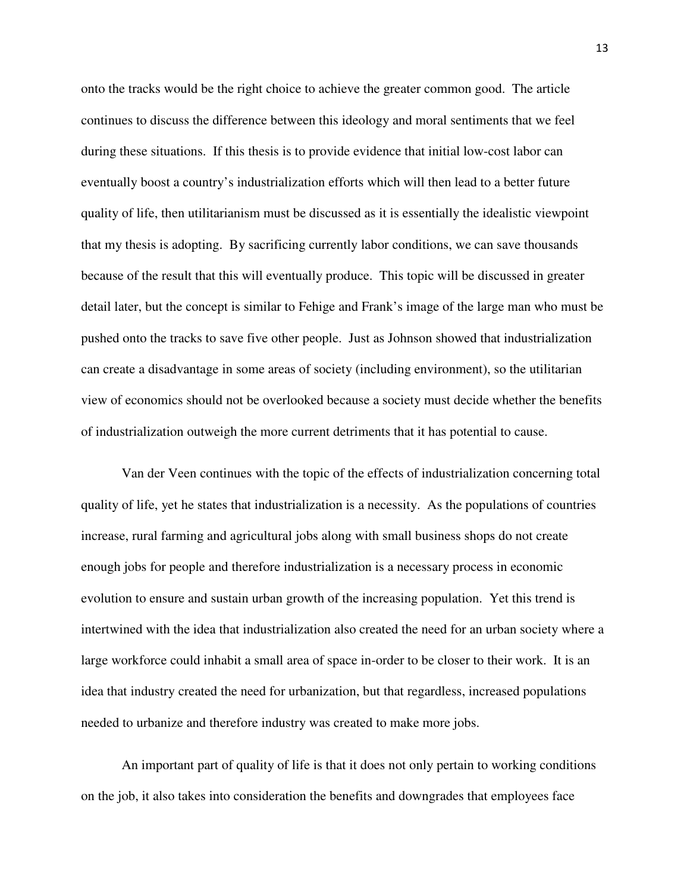onto the tracks would be the right choice to achieve the greater common good. The article continues to discuss the difference between this ideology and moral sentiments that we feel during these situations. If this thesis is to provide evidence that initial low-cost labor can eventually boost a country's industrialization efforts which will then lead to a better future quality of life, then utilitarianism must be discussed as it is essentially the idealistic viewpoint that my thesis is adopting. By sacrificing currently labor conditions, we can save thousands because of the result that this will eventually produce. This topic will be discussed in greater detail later, but the concept is similar to Fehige and Frank's image of the large man who must be pushed onto the tracks to save five other people. Just as Johnson showed that industrialization can create a disadvantage in some areas of society (including environment), so the utilitarian view of economics should not be overlooked because a society must decide whether the benefits of industrialization outweigh the more current detriments that it has potential to cause.

Van der Veen continues with the topic of the effects of industrialization concerning total quality of life, yet he states that industrialization is a necessity. As the populations of countries increase, rural farming and agricultural jobs along with small business shops do not create enough jobs for people and therefore industrialization is a necessary process in economic evolution to ensure and sustain urban growth of the increasing population. Yet this trend is intertwined with the idea that industrialization also created the need for an urban society where a large workforce could inhabit a small area of space in-order to be closer to their work. It is an idea that industry created the need for urbanization, but that regardless, increased populations needed to urbanize and therefore industry was created to make more jobs.

An important part of quality of life is that it does not only pertain to working conditions on the job, it also takes into consideration the benefits and downgrades that employees face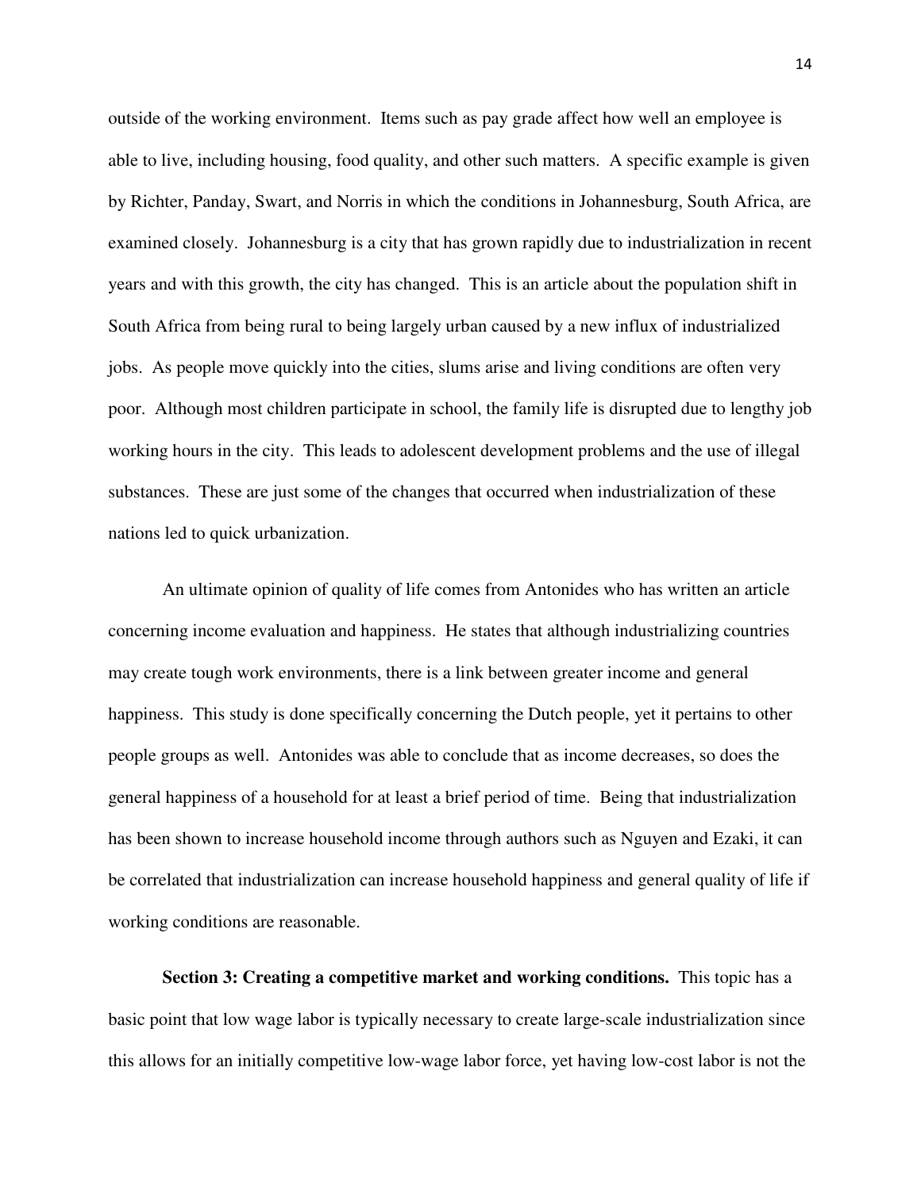outside of the working environment. Items such as pay grade affect how well an employee is able to live, including housing, food quality, and other such matters. A specific example is given by Richter, Panday, Swart, and Norris in which the conditions in Johannesburg, South Africa, are examined closely. Johannesburg is a city that has grown rapidly due to industrialization in recent years and with this growth, the city has changed. This is an article about the population shift in South Africa from being rural to being largely urban caused by a new influx of industrialized jobs. As people move quickly into the cities, slums arise and living conditions are often very poor. Although most children participate in school, the family life is disrupted due to lengthy job working hours in the city. This leads to adolescent development problems and the use of illegal substances. These are just some of the changes that occurred when industrialization of these nations led to quick urbanization.

An ultimate opinion of quality of life comes from Antonides who has written an article concerning income evaluation and happiness. He states that although industrializing countries may create tough work environments, there is a link between greater income and general happiness. This study is done specifically concerning the Dutch people, yet it pertains to other people groups as well. Antonides was able to conclude that as income decreases, so does the general happiness of a household for at least a brief period of time. Being that industrialization has been shown to increase household income through authors such as Nguyen and Ezaki, it can be correlated that industrialization can increase household happiness and general quality of life if working conditions are reasonable.

**Section 3: Creating a competitive market and working conditions.** This topic has a basic point that low wage labor is typically necessary to create large-scale industrialization since this allows for an initially competitive low-wage labor force, yet having low-cost labor is not the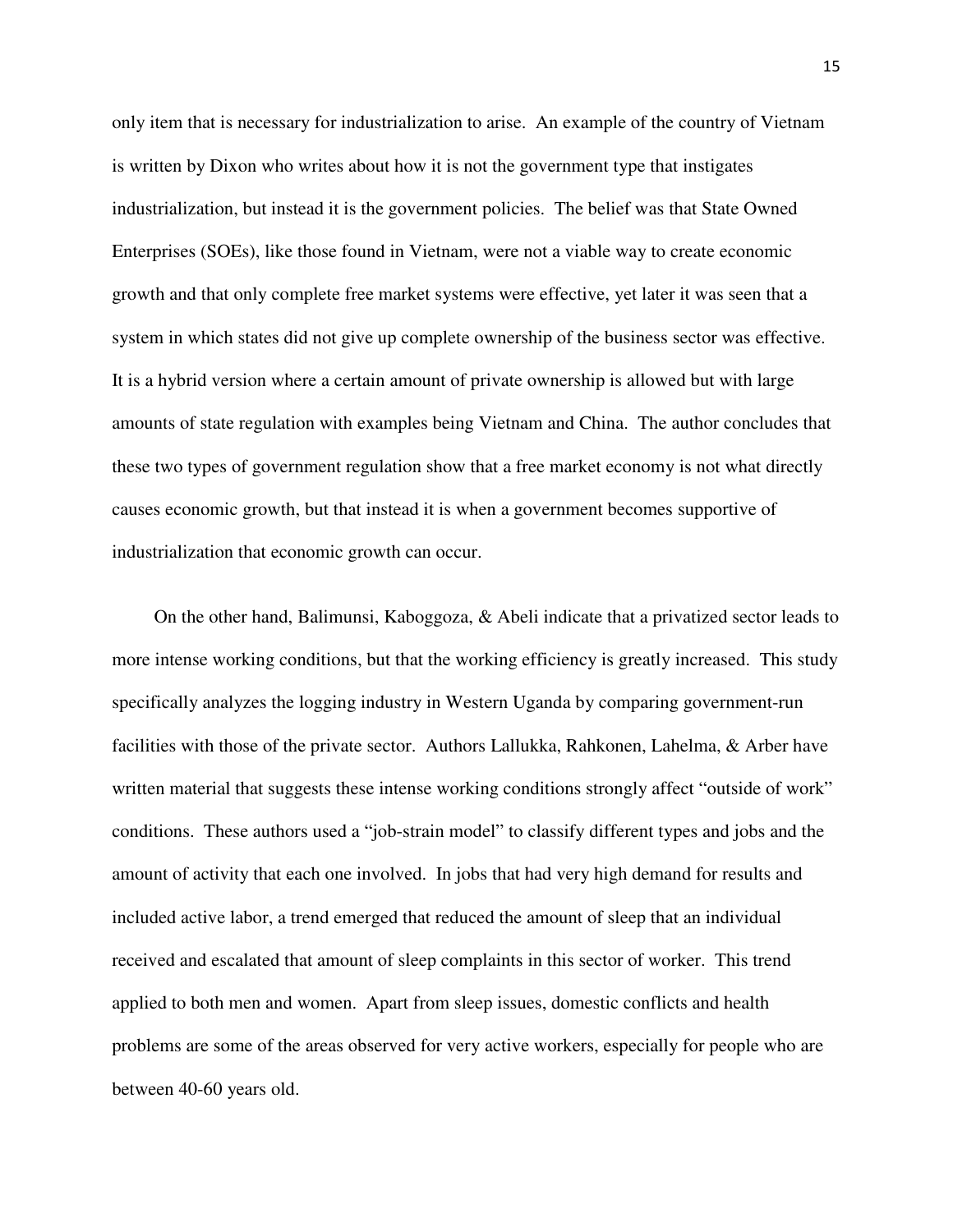only item that is necessary for industrialization to arise. An example of the country of Vietnam is written by Dixon who writes about how it is not the government type that instigates industrialization, but instead it is the government policies. The belief was that State Owned Enterprises (SOEs), like those found in Vietnam, were not a viable way to create economic growth and that only complete free market systems were effective, yet later it was seen that a system in which states did not give up complete ownership of the business sector was effective. It is a hybrid version where a certain amount of private ownership is allowed but with large amounts of state regulation with examples being Vietnam and China. The author concludes that these two types of government regulation show that a free market economy is not what directly causes economic growth, but that instead it is when a government becomes supportive of industrialization that economic growth can occur.

On the other hand, Balimunsi, Kaboggoza, & Abeli indicate that a privatized sector leads to more intense working conditions, but that the working efficiency is greatly increased. This study specifically analyzes the logging industry in Western Uganda by comparing government-run facilities with those of the private sector. Authors Lallukka, Rahkonen, Lahelma, & Arber have written material that suggests these intense working conditions strongly affect "outside of work" conditions. These authors used a "job-strain model" to classify different types and jobs and the amount of activity that each one involved. In jobs that had very high demand for results and included active labor, a trend emerged that reduced the amount of sleep that an individual received and escalated that amount of sleep complaints in this sector of worker. This trend applied to both men and women. Apart from sleep issues, domestic conflicts and health problems are some of the areas observed for very active workers, especially for people who are between 40-60 years old.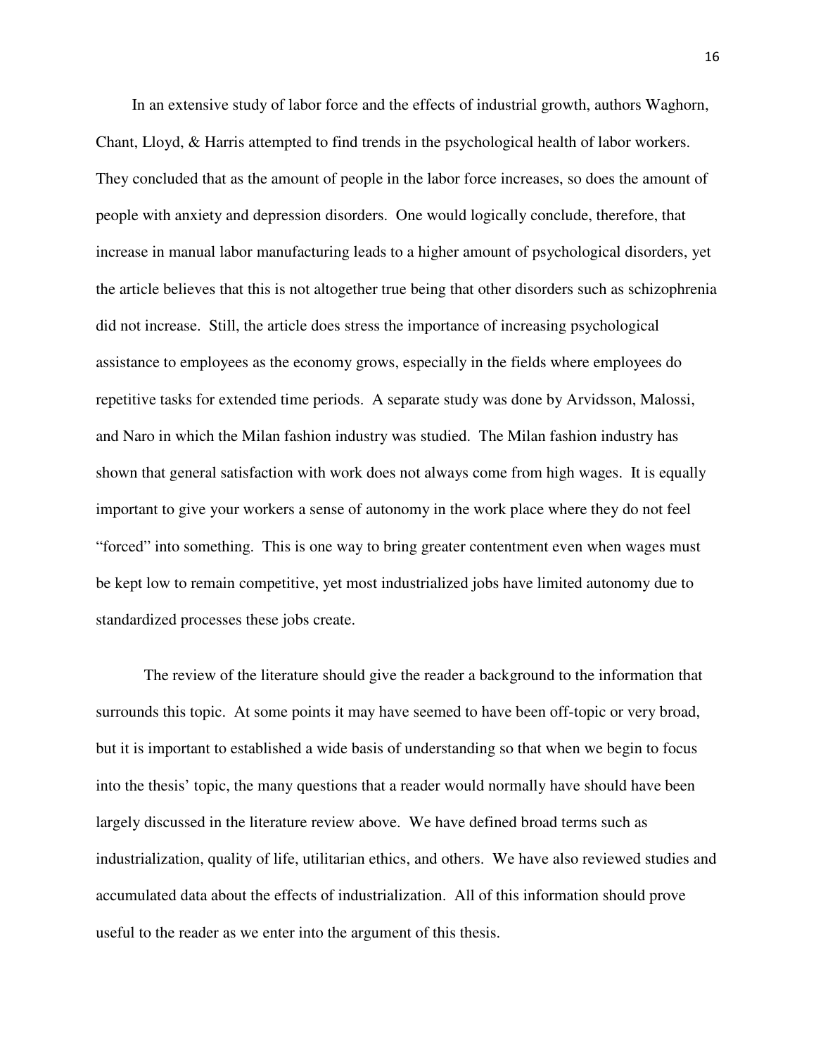In an extensive study of labor force and the effects of industrial growth, authors Waghorn, Chant, Lloyd, & Harris attempted to find trends in the psychological health of labor workers. They concluded that as the amount of people in the labor force increases, so does the amount of people with anxiety and depression disorders. One would logically conclude, therefore, that increase in manual labor manufacturing leads to a higher amount of psychological disorders, yet the article believes that this is not altogether true being that other disorders such as schizophrenia did not increase. Still, the article does stress the importance of increasing psychological assistance to employees as the economy grows, especially in the fields where employees do repetitive tasks for extended time periods. A separate study was done by Arvidsson, Malossi, and Naro in which the Milan fashion industry was studied. The Milan fashion industry has shown that general satisfaction with work does not always come from high wages. It is equally important to give your workers a sense of autonomy in the work place where they do not feel "forced" into something. This is one way to bring greater contentment even when wages must be kept low to remain competitive, yet most industrialized jobs have limited autonomy due to standardized processes these jobs create.

The review of the literature should give the reader a background to the information that surrounds this topic. At some points it may have seemed to have been off-topic or very broad, but it is important to established a wide basis of understanding so that when we begin to focus into the thesis' topic, the many questions that a reader would normally have should have been largely discussed in the literature review above. We have defined broad terms such as industrialization, quality of life, utilitarian ethics, and others. We have also reviewed studies and accumulated data about the effects of industrialization. All of this information should prove useful to the reader as we enter into the argument of this thesis.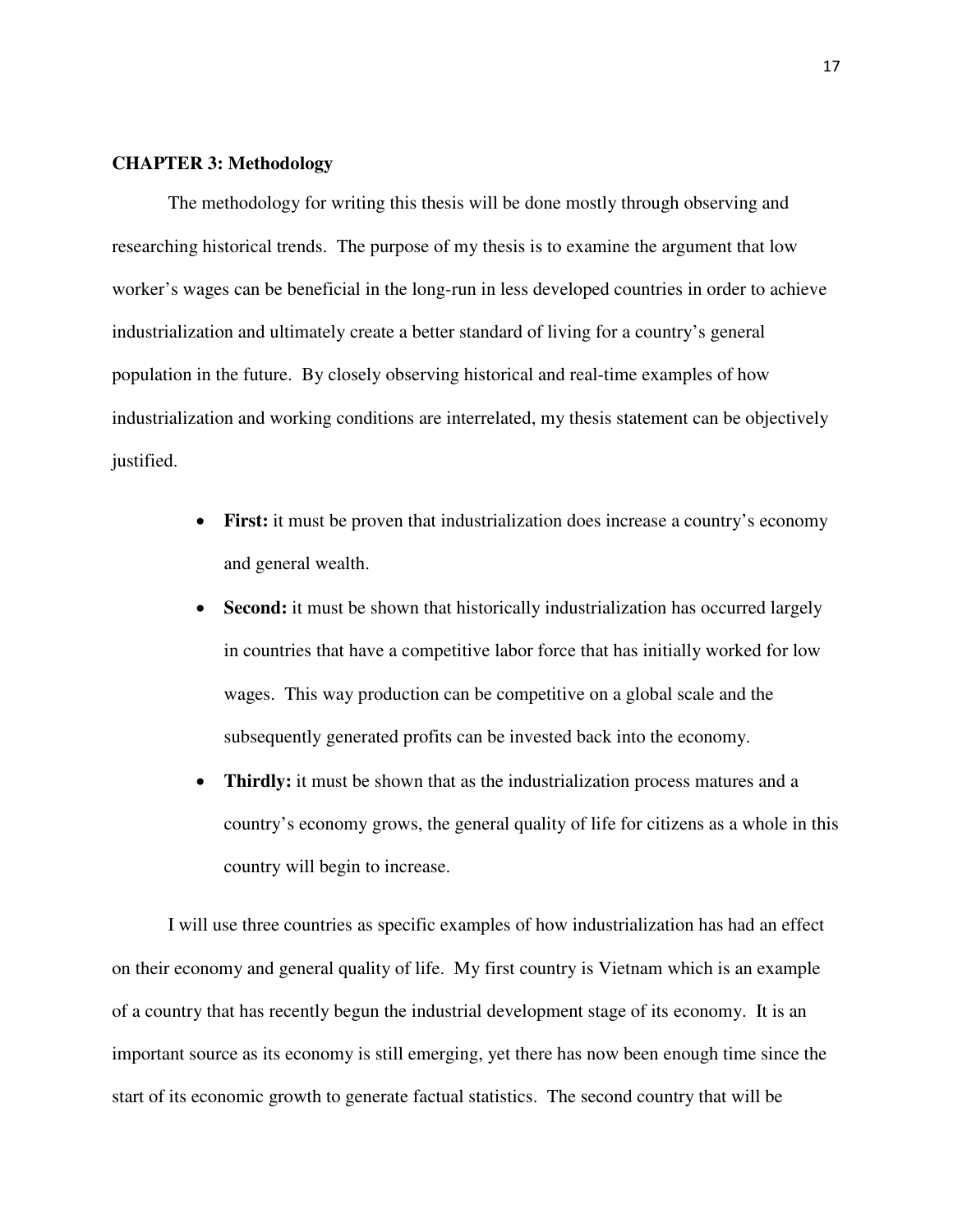## CHAPTER 3: Methodology

The methodology for writing this thesis will be done mostly through observing and researching historical trends. The purpose of my thesis is to examine the argument that low worker's wages can be beneficial in the long-run in less developed countries in order to achieve industrialization and ultimately create a better standard of living for a country's general population in the future. By closely observing historical and real-time examples of how industrialization and working conditions are interrelated, my thesis statement can be objectively justified.

- **First:** it must be proven that industrialization does increase a country's economy and general wealth.
- **Second:** it must be shown that historically industrialization has occurred largely in countries that have a competitive labor force that has initially worked for low wages. This way production can be competitive on a global scale and the subsequently generated profits can be invested back into the economy.
- **Thirdly:** it must be shown that as the industrialization process matures and a country's economy grows, the general quality of life for citizens as a whole in this country will begin to increase.

I will use three countries as specific examples of how industrialization has had an effect on their economy and general quality of life. My first country is Vietnam which is an example of a country that has recently begun the industrial development stage of its economy. It is an important source as its economy is still emerging, yet there has now been enough time since the start of its economic growth to generate factual statistics. The second country that will be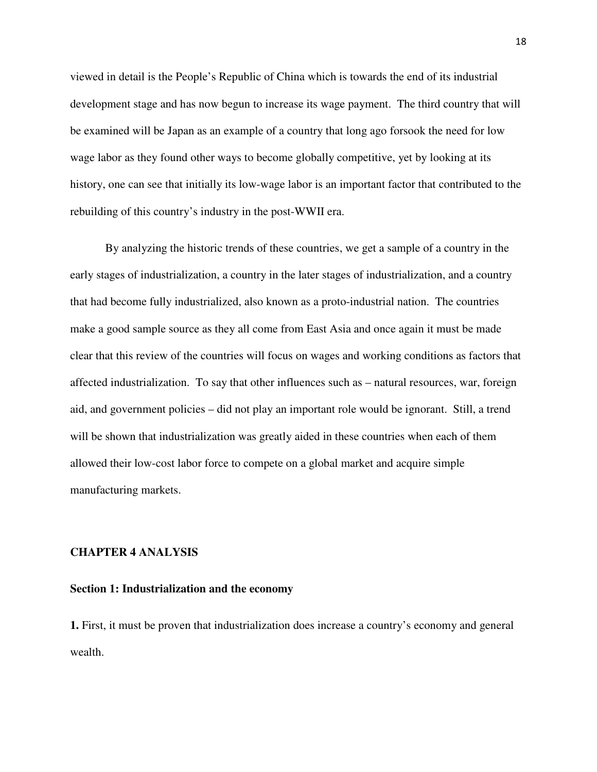viewed in detail is the People's Republic of China which is towards the end of its industrial development stage and has now begun to increase its wage payment. The third country that will be examined will be Japan as an example of a country that long ago forsook the need for low wage labor as they found other ways to become globally competitive, yet by looking at its history, one can see that initially its low-wage labor is an important factor that contributed to the rebuilding of this country's industry in the post-WWII era.

By analyzing the historic trends of these countries, we get a sample of a country in the early stages of industrialization, a country in the later stages of industrialization, and a country that had become fully industrialized, also known as a proto-industrial nation. The countries make a good sample source as they all come from East Asia and once again it must be made clear that this review of the countries will focus on wages and working conditions as factors that affected industrialization. To say that other influences such as – natural resources, war, foreign aid, and government policies – did not play an important role would be ignorant. Still, a trend will be shown that industrialization was greatly aided in these countries when each of them allowed their low-cost labor force to compete on a global market and acquire simple manufacturing markets.

## CHAPTER 4 ANALYSIS

### Section 1: Industrialization and the economy

**1.** First, it must be proven that industrialization does increase a country's economy and general wealth.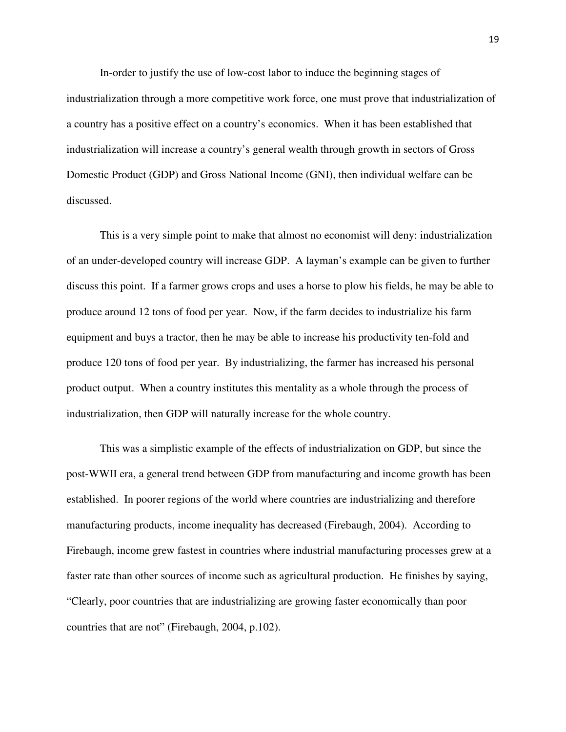In-order to justify the use of low-cost labor to induce the beginning stages of industrialization through a more competitive work force, one must prove that industrialization of a country has a positive effect on a country's economics. When it has been established that industrialization will increase a country's general wealth through growth in sectors of Gross Domestic Product (GDP) and Gross National Income (GNI), then individual welfare can be discussed.

This is a very simple point to make that almost no economist will deny: industrialization of an under-developed country will increase GDP. A layman's example can be given to further discuss this point. If a farmer grows crops and uses a horse to plow his fields, he may be able to produce around 12 tons of food per year. Now, if the farm decides to industrialize his farm equipment and buys a tractor, then he may be able to increase his productivity ten-fold and produce 120 tons of food per year. By industrializing, the farmer has increased his personal product output. When a country institutes this mentality as a whole through the process of industrialization, then GDP will naturally increase for the whole country.

This was a simplistic example of the effects of industrialization on GDP, but since the post-WWII era, a general trend between GDP from manufacturing and income growth has been established. In poorer regions of the world where countries are industrializing and therefore manufacturing products, income inequality has decreased (Firebaugh, 2004). According to Firebaugh, income grew fastest in countries where industrial manufacturing processes grew at a faster rate than other sources of income such as agricultural production. He finishes by saying, "Clearly, poor countries that are industrializing are growing faster economically than poor countries that are not" (Firebaugh, 2004, p.102).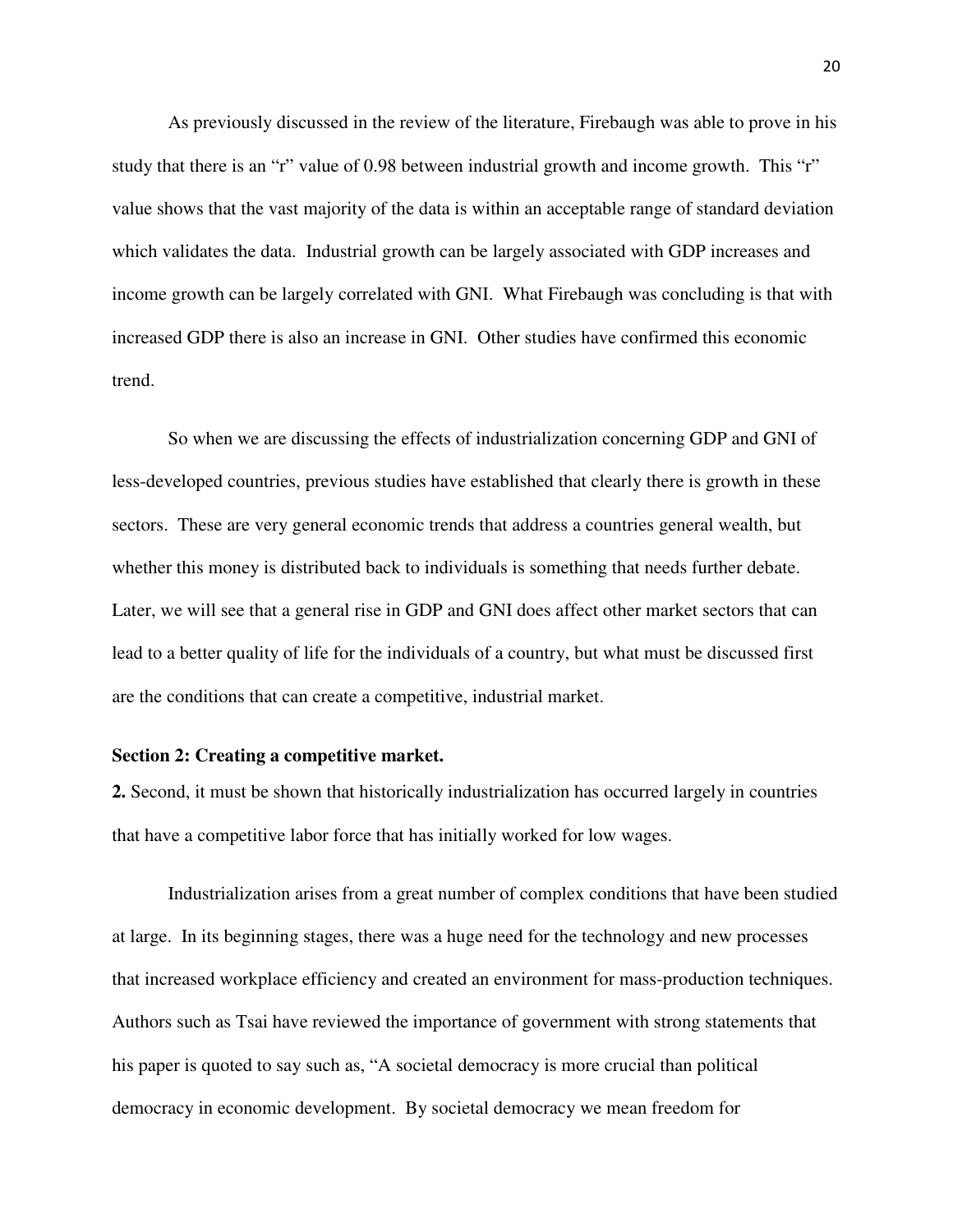As previously discussed in the review of the literature, Firebaugh was able to prove in his study that there is an "r" value of 0.98 between industrial growth and income growth. This "r" value shows that the vast majority of the data is within an acceptable range of standard deviation which validates the data. Industrial growth can be largely associated with GDP increases and income growth can be largely correlated with GNI. What Firebaugh was concluding is that with increased GDP there is also an increase in GNI. Other studies have confirmed this economic trend.

So when we are discussing the effects of industrialization concerning GDP and GNI of less-developed countries, previous studies have established that clearly there is growth in these sectors. These are very general economic trends that address a countries general wealth, but whether this money is distributed back to individuals is something that needs further debate. Later, we will see that a general rise in GDP and GNI does affect other market sectors that can lead to a better quality of life for the individuals of a country, but what must be discussed first are the conditions that can create a competitive, industrial market.

**Section 2: Creating a competitive market.**

**2.** Second, it must be shown that historically industrialization has occurred largely in countries that have a competitive labor force that has initially worked for low wages.

Industrialization arises from a great number of complex conditions that have been studied at large. In its beginning stages, there was a huge need for the technology and new processes that increased workplace efficiency and created an environment for mass-production techniques. Authors such as Tsai have reviewed the importance of government with strong statements that his paper is quoted to say such as, "A societal democracy is more crucial than political democracy in economic development. By societal democracy we mean freedom for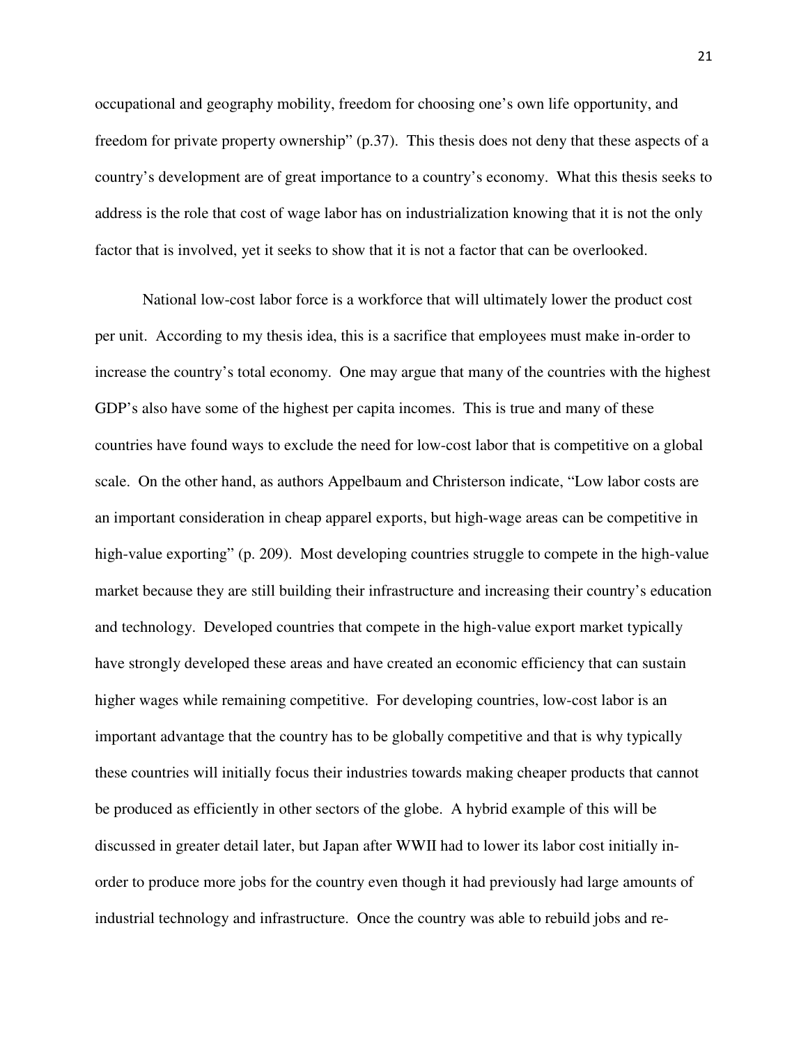occupational and geography mobility, freedom for choosing one's own life opportunity, and freedom for private property ownership" (p.37). This thesis does not deny that these aspects of a country's development are of great importance to a country's economy. What this thesis seeks to address is the role that cost of wage labor has on industrialization knowing that it is not the only factor that is involved, yet it seeks to show that it is not a factor that can be overlooked.

National low-cost labor force is a workforce that will ultimately lower the product cost per unit. According to my thesis idea, this is a sacrifice that employees must make in-order to increase the country's total economy. One may argue that many of the countries with the highest GDP's also have some of the highest per capita incomes. This is true and many of these countries have found ways to exclude the need for low-cost labor that is competitive on a global scale. On the other hand, as authors Appelbaum and Christerson indicate, "Low labor costs are an important consideration in cheap apparel exports, but high-wage areas can be competitive in high-value exporting" (p. 209). Most developing countries struggle to compete in the high-value market because they are still building their infrastructure and increasing their country's education and technology. Developed countries that compete in the high-value export market typically have strongly developed these areas and have created an economic efficiency that can sustain higher wages while remaining competitive. For developing countries, low-cost labor is an important advantage that the country has to be globally competitive and that is why typically these countries will initially focus their industries towards making cheaper products that cannot be produced as efficiently in other sectors of the globe. A hybrid example of this will be discussed in greater detail later, but Japan after WWII had to lower its labor cost initially in-order to produce more jobs for the country even though it had previously had large amounts of industrial technology and infrastructure. Once the country was able to rebuild jobs and re-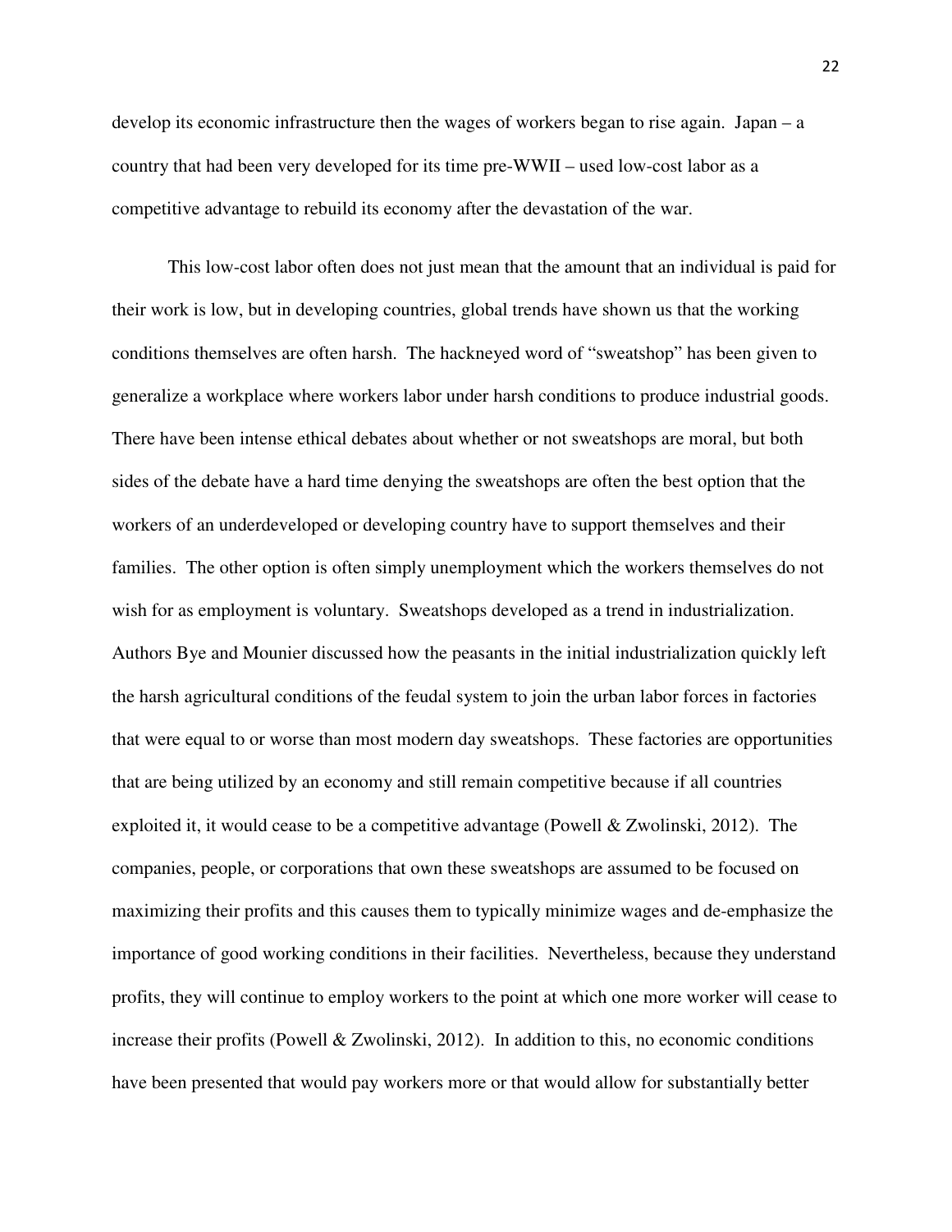develop its economic infrastructure then the wages of workers began to rise again. Japan – a country that had been very developed for its time pre-WWII – used low-cost labor as a competitive advantage to rebuild its economy after the devastation of the war.

This low-cost labor often does not just mean that the amount that an individual is paid for their work is low, but in developing countries, global trends have shown us that the working conditions themselves are often harsh. The hackneyed word of "sweatshop" has been given to generalize a workplace where workers labor under harsh conditions to produce industrial goods. There have been intense ethical debates about whether or not sweatshops are moral, but both sides of the debate have a hard time denying the sweatshops are often the best option that the workers of an underdeveloped or developing country have to support themselves and their families. The other option is often simply unemployment which the workers themselves do not wish for as employment is voluntary. Sweatshops developed as a trend in industrialization. Authors Bye and Mounier discussed how the peasants in the initial industrialization quickly left the harsh agricultural conditions of the feudal system to join the urban labor forces in factories that were equal to or worse than most modern day sweatshops. These factories are opportunities that are being utilized by an economy and still remain competitive because if all countries exploited it, it would cease to be a competitive advantage (Powell & Zwolinski, 2012). The companies, people, or corporations that own these sweatshops are assumed to be focused on maximizing their profits and this causes them to typically minimize wages and de-emphasize the importance of good working conditions in their facilities. Nevertheless, because they understand profits, they will continue to employ workers to the point at which one more worker will cease to increase their profits (Powell & Zwolinski, 2012). In addition to this, no economic conditions have been presented that would pay workers more or that would allow for substantially better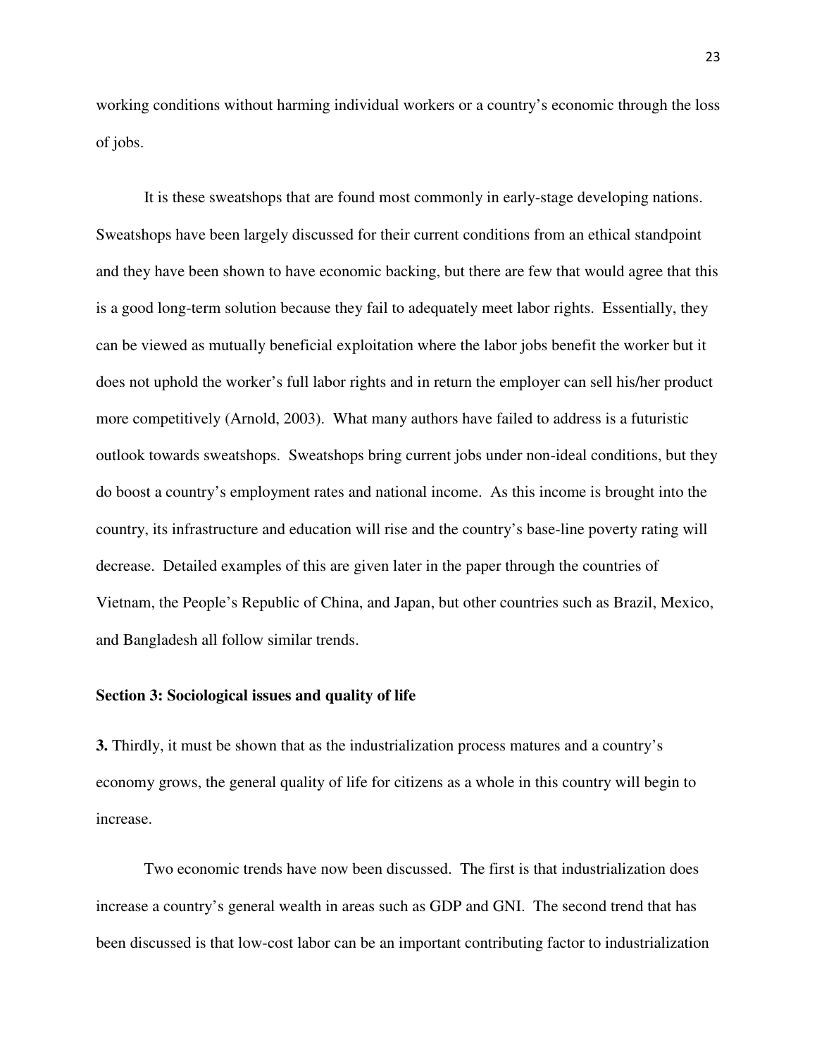working conditions without harming individual workers or a country's economic through the loss of jobs.

It is these sweatshops that are found most commonly in early-stage developing nations. Sweatshops have been largely discussed for their current conditions from an ethical standpoint and they have been shown to have economic backing, but there are few that would agree that this is a good long-term solution because they fail to adequately meet labor rights. Essentially, they can be viewed as mutually beneficial exploitation where the labor jobs benefit the worker but it does not uphold the worker's full labor rights and in return the employer can sell his/her product more competitively (Arnold, 2003). What many authors have failed to address is a futuristic outlook towards sweatshops. Sweatshops bring current jobs under non-ideal conditions, but they do boost a country's employment rates and national income. As this income is brought into the country, its infrastructure and education will rise and the country's base-line poverty rating will decrease. Detailed examples of this are given later in the paper through the countries of Vietnam, the People's Republic of China, and Japan, but other countries such as Brazil, Mexico, and Bangladesh all follow similar trends.

### Section 3: Sociological issues and quality of life

**3.** Thirdly, it must be shown that as the industrialization process matures and a country's economy grows, the general quality of life for citizens as a whole in this country will begin to increase.

Two economic trends have now been discussed. The first is that industrialization does increase a country's general wealth in areas such as GDP and GNI. The second trend that has been discussed is that low-cost labor can be an important contributing factor to industrialization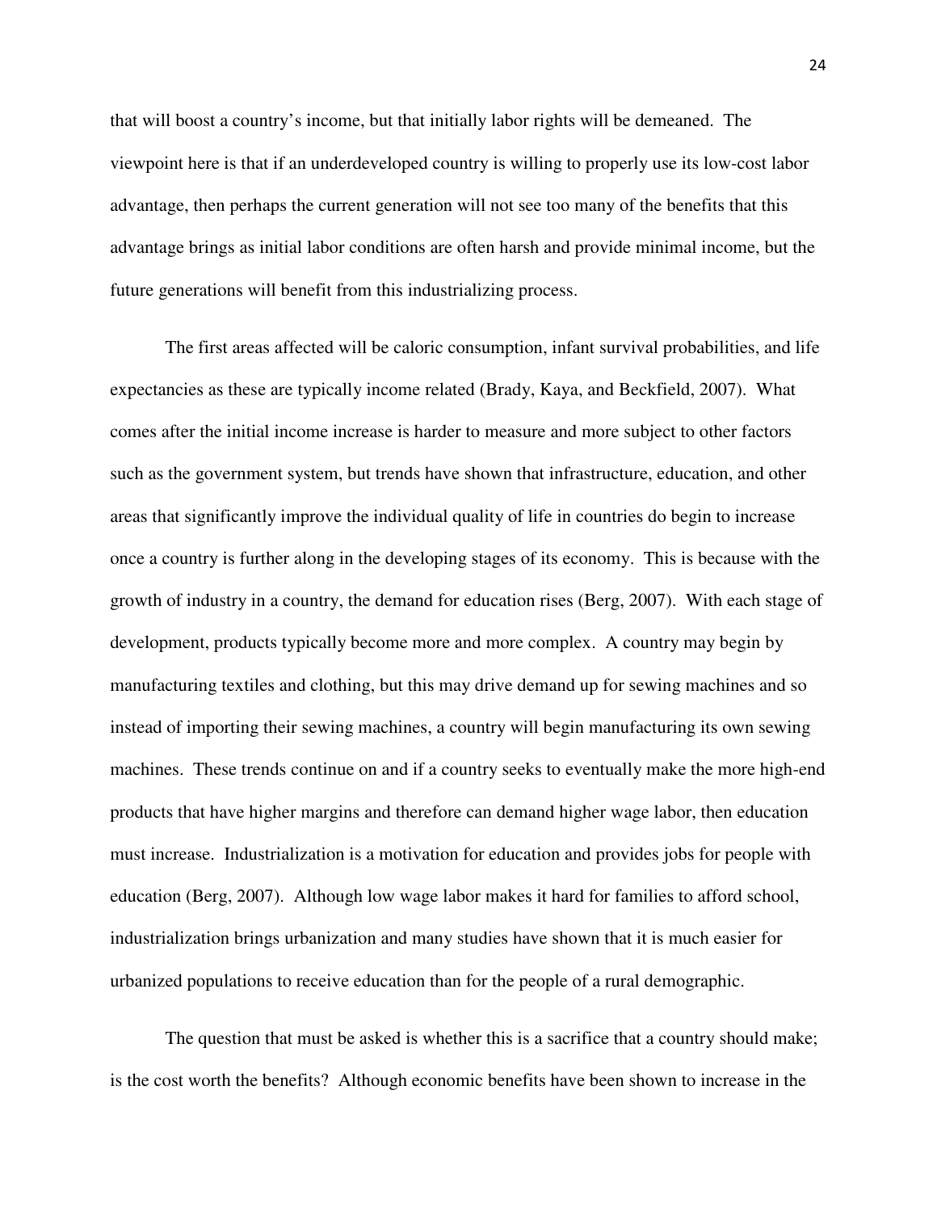that will boost a country's income, but that initially labor rights will be demeaned. The viewpoint here is that if an underdeveloped country is willing to properly use its low-cost labor advantage, then perhaps the current generation will not see too many of the benefits that this advantage brings as initial labor conditions are often harsh and provide minimal income, but the future generations will benefit from this industrializing process.

The first areas affected will be caloric consumption, infant survival probabilities, and life expectancies as these are typically income related (Brady, Kaya, and Beckfield, 2007). What comes after the initial income increase is harder to measure and more subject to other factors such as the government system, but trends have shown that infrastructure, education, and other areas that significantly improve the individual quality of life in countries do begin to increase once a country is further along in the developing stages of its economy. This is because with the growth of industry in a country, the demand for education rises (Berg, 2007). With each stage of development, products typically become more and more complex. A country may begin by manufacturing textiles and clothing, but this may drive demand up for sewing machines and so instead of importing their sewing machines, a country will begin manufacturing its own sewing machines. These trends continue on and if a country seeks to eventually make the more high-end products that have higher margins and therefore can demand higher wage labor, then education must increase. Industrialization is a motivation for education and provides jobs for people with education (Berg, 2007). Although low wage labor makes it hard for families to afford school, industrialization brings urbanization and many studies have shown that it is much easier for urbanized populations to receive education than for the people of a rural demographic.

The question that must be asked is whether this is a sacrifice that a country should make; is the cost worth the benefits? Although economic benefits have been shown to increase in the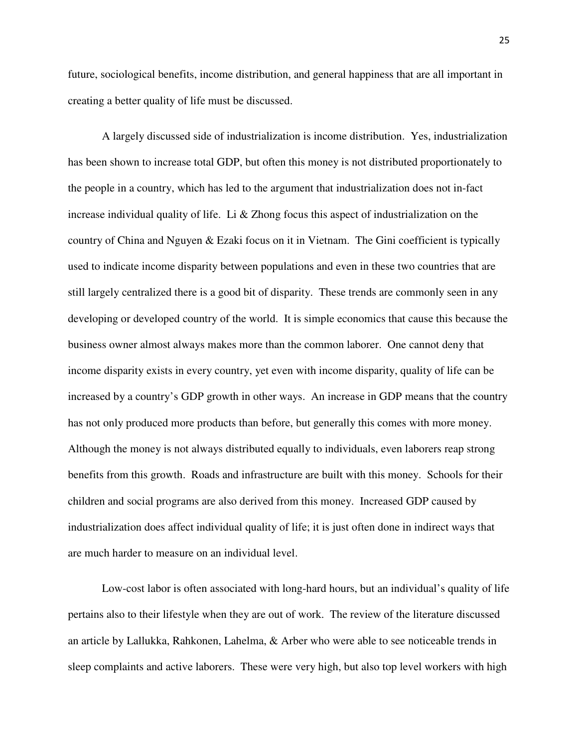future, sociological benefits, income distribution, and general happiness that are all important in creating a better quality of life must be discussed.

A largely discussed side of industrialization is income distribution. Yes, industrialization has been shown to increase total GDP, but often this money is not distributed proportionately to the people in a country, which has led to the argument that industrialization does not in-fact increase individual quality of life. Li & Zhong focus this aspect of industrialization on the country of China and Nguyen & Ezaki focus on it in Vietnam. The Gini coefficient is typically used to indicate income disparity between populations and even in these two countries that are still largely centralized there is a good bit of disparity. These trends are commonly seen in any developing or developed country of the world. It is simple economics that cause this because the business owner almost always makes more than the common laborer. One cannot deny that income disparity exists in every country, yet even with income disparity, quality of life can be increased by a country's GDP growth in other ways. An increase in GDP means that the country has not only produced more products than before, but generally this comes with more money. Although the money is not always distributed equally to individuals, even laborers reap strong benefits from this growth. Roads and infrastructure are built with this money. Schools for their children and social programs are also derived from this money. Increased GDP caused by industrialization does affect individual quality of life; it is just often done in indirect ways that are much harder to measure on an individual level.

Low-cost labor is often associated with long-hard hours, but an individual's quality of life pertains also to their lifestyle when they are out of work. The review of the literature discussed an article by Lallukka, Rahkonen, Lahelma, & Arber who were able to see noticeable trends in sleep complaints and active laborers. These were very high, but also top level workers with high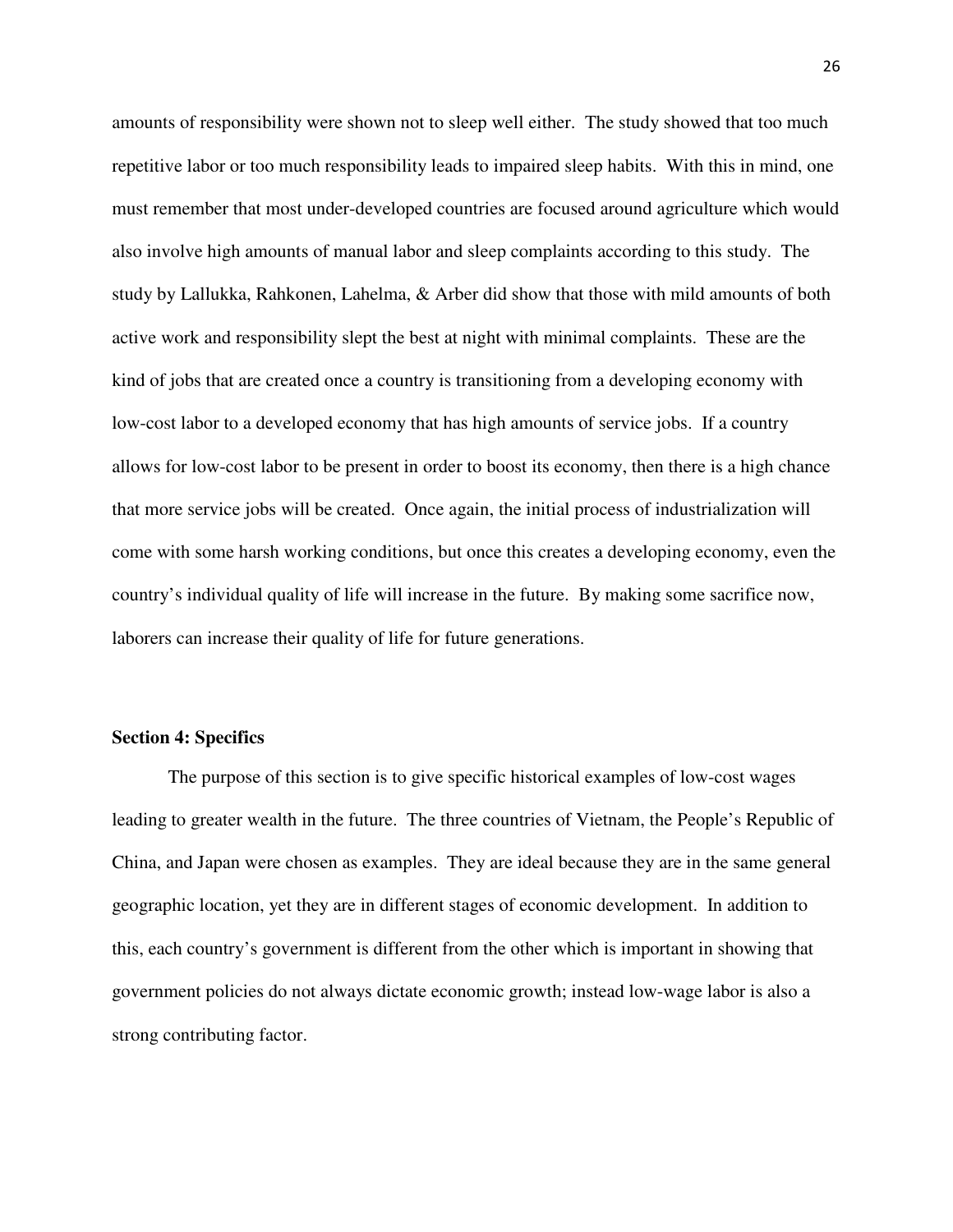amounts of responsibility were shown not to sleep well either. The study showed that too much repetitive labor or too much responsibility leads to impaired sleep habits. With this in mind, one must remember that most under-developed countries are focused around agriculture which would also involve high amounts of manual labor and sleep complaints according to this study. The study by Lallukka, Rahkonen, Lahelma, & Arber did show that those with mild amounts of both active work and responsibility slept the best at night with minimal complaints. These are the kind of jobs that are created once a country is transitioning from a developing economy with low-cost labor to a developed economy that has high amounts of service jobs. If a country allows for low-cost labor to be present in order to boost its economy, then there is a high chance that more service jobs will be created. Once again, the initial process of industrialization will come with some harsh working conditions, but once this creates a developing economy, even the country's individual quality of life will increase in the future. By making some sacrifice now, laborers can increase their quality of life for future generations.

## Section 4: Specifics

The purpose of this section is to give specific historical examples of low-cost wages leading to greater wealth in the future. The three countries of Vietnam, the People's Republic of China, and Japan were chosen as examples. They are ideal because they are in the same general geographic location, yet they are in different stages of economic development. In addition to this, each country's government is different from the other which is important in showing that government policies do not always dictate economic growth; instead low-wage labor is also a strong contributing factor.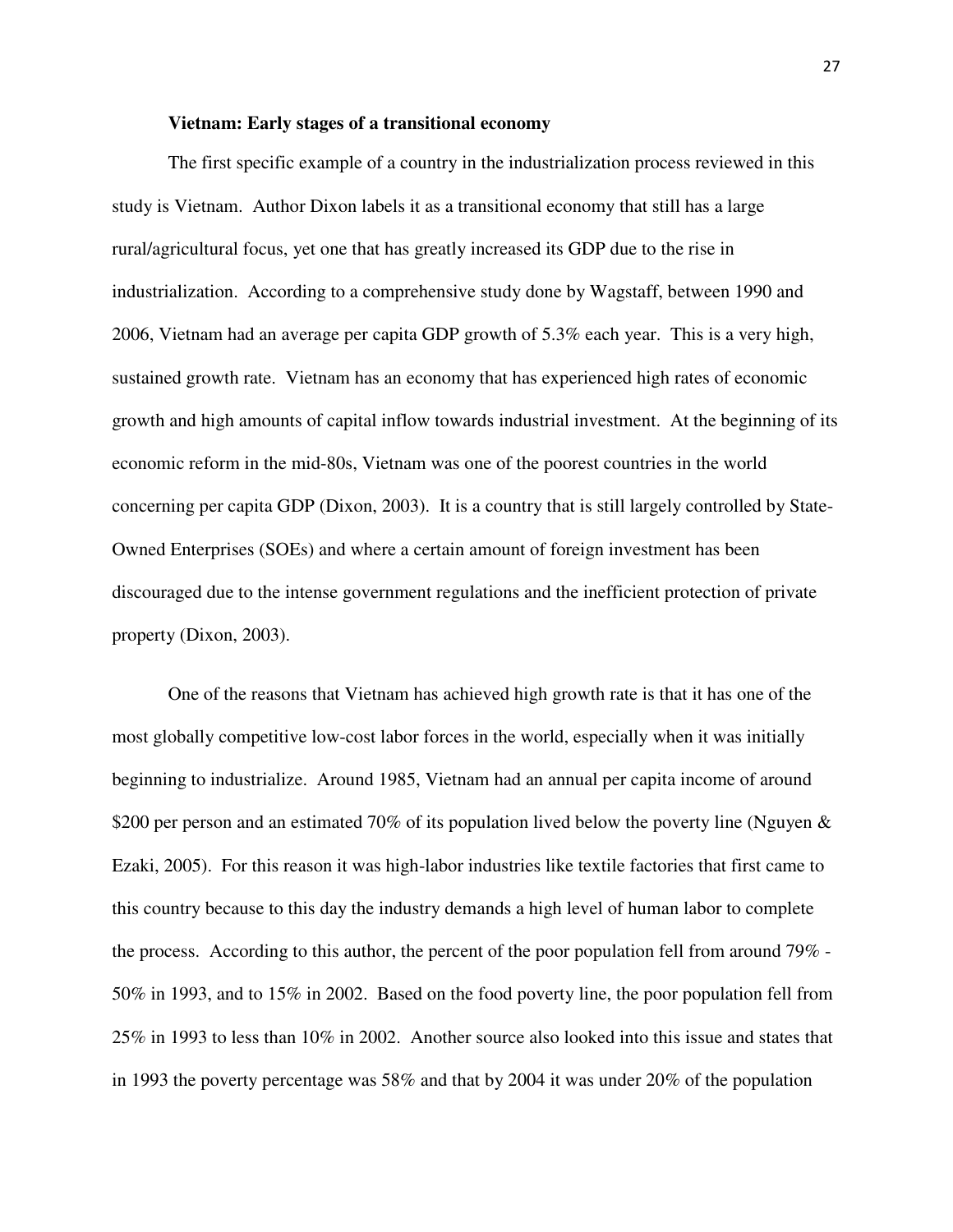**Vietnam: Early stages of a transitional economy**

The first specific example of a country in the industrialization process reviewed in this study is Vietnam. Author Dixon labels it as a transitional economy that still has a large rural/agricultural focus, yet one that has greatly increased its GDP due to the rise in industrialization. According to a comprehensive study done by Wagstaff, between 1990 and 2006, Vietnam had an average per capita GDP growth of 5.3% each year. This is a very high, sustained growth rate. Vietnam has an economy that has experienced high rates of economic growth and high amounts of capital inflow towards industrial investment. At the beginning of its economic reform in the mid-80s, Vietnam was one of the poorest countries in the world concerning per capita GDP (Dixon, 2003). It is a country that is still largely controlled by State-Owned Enterprises (SOEs) and where a certain amount of foreign investment has been discouraged due to the intense government regulations and the inefficient protection of private property (Dixon, 2003).

One of the reasons that Vietnam has achieved high growth rate is that it has one of the most globally competitive low-cost labor forces in the world, especially when it was initially beginning to industrialize. Around 1985, Vietnam had an annual per capita income of around $200 per person and an estimated 70% of its population lived below the poverty line (Nguyen & Ezaki, 2005). For this reason it was high-labor industries like textile factories that first came to this country because to this day the industry demands a high level of human labor to complete the process. According to this author, the percent of the poor population fell from around 79% - 50% in 1993, and to 15% in 2002. Based on the food poverty line, the poor population fell from 25% in 1993 to less than 10% in 2002. Another source also looked into this issue and states that in 1993 the poverty percentage was 58% and that by 2004 it was under 20% of the population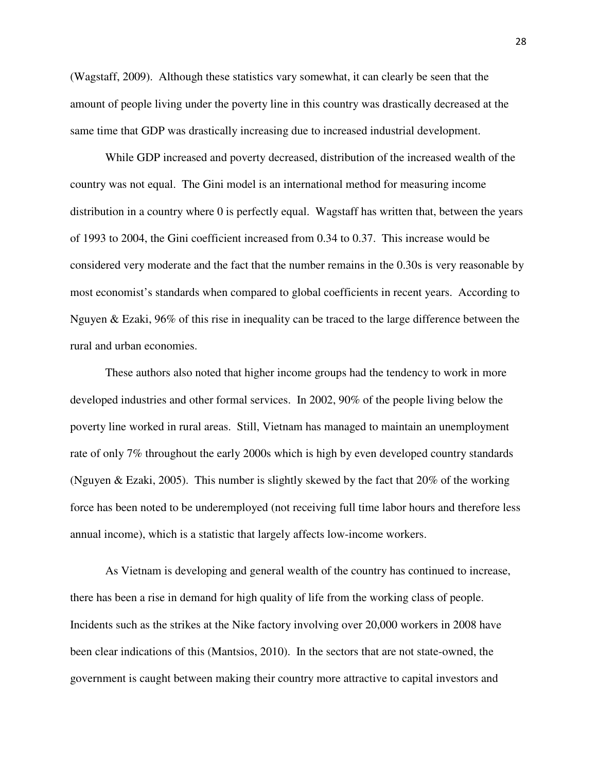(Wagstaff, 2009). Although these statistics vary somewhat, it can clearly be seen that the amount of people living under the poverty line in this country was drastically decreased at the same time that GDP was drastically increasing due to increased industrial development.

While GDP increased and poverty decreased, distribution of the increased wealth of the country was not equal. The Gini model is an international method for measuring income distribution in a country where 0 is perfectly equal. Wagstaff has written that, between the years of 1993 to 2004, the Gini coefficient increased from 0.34 to 0.37. This increase would be considered very moderate and the fact that the number remains in the 0.30s is very reasonable by most economist's standards when compared to global coefficients in recent years. According to Nguyen & Ezaki, 96% of this rise in inequality can be traced to the large difference between the rural and urban economies.

These authors also noted that higher income groups had the tendency to work in more developed industries and other formal services. In 2002, 90% of the people living below the poverty line worked in rural areas. Still, Vietnam has managed to maintain an unemployment rate of only 7% throughout the early 2000s which is high by even developed country standards (Nguyen & Ezaki, 2005). This number is slightly skewed by the fact that 20% of the working force has been noted to be underemployed (not receiving full time labor hours and therefore less annual income), which is a statistic that largely affects low-income workers.

As Vietnam is developing and general wealth of the country has continued to increase, there has been a rise in demand for high quality of life from the working class of people. Incidents such as the strikes at the Nike factory involving over 20,000 workers in 2008 have been clear indications of this (Mantsios, 2010). In the sectors that are not state-owned, the government is caught between making their country more attractive to capital investors and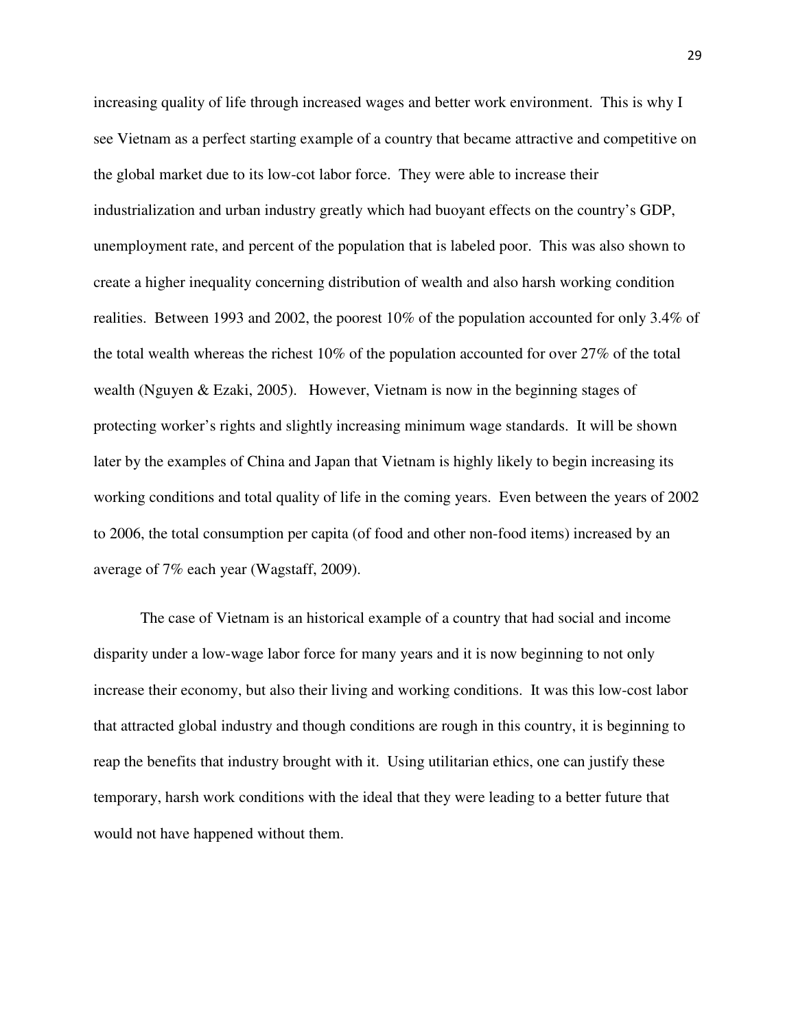increasing quality of life through increased wages and better work environment. This is why I see Vietnam as a perfect starting example of a country that became attractive and competitive on the global market due to its low-cot labor force. They were able to increase their industrialization and urban industry greatly which had buoyant effects on the country's GDP, unemployment rate, and percent of the population that is labeled poor. This was also shown to create a higher inequality concerning distribution of wealth and also harsh working condition realities. Between 1993 and 2002, the poorest 10% of the population accounted for only 3.4% of the total wealth whereas the richest 10% of the population accounted for over 27% of the total wealth (Nguyen & Ezaki, 2005). However, Vietnam is now in the beginning stages of protecting worker's rights and slightly increasing minimum wage standards. It will be shown later by the examples of China and Japan that Vietnam is highly likely to begin increasing its working conditions and total quality of life in the coming years. Even between the years of 2002 to 2006, the total consumption per capita (of food and other non-food items) increased by an average of 7% each year (Wagstaff, 2009).

The case of Vietnam is an historical example of a country that had social and income disparity under a low-wage labor force for many years and it is now beginning to not only increase their economy, but also their living and working conditions. It was this low-cost labor that attracted global industry and though conditions are rough in this country, it is beginning to reap the benefits that industry brought with it. Using utilitarian ethics, one can justify these temporary, harsh work conditions with the ideal that they were leading to a better future that would not have happened without them.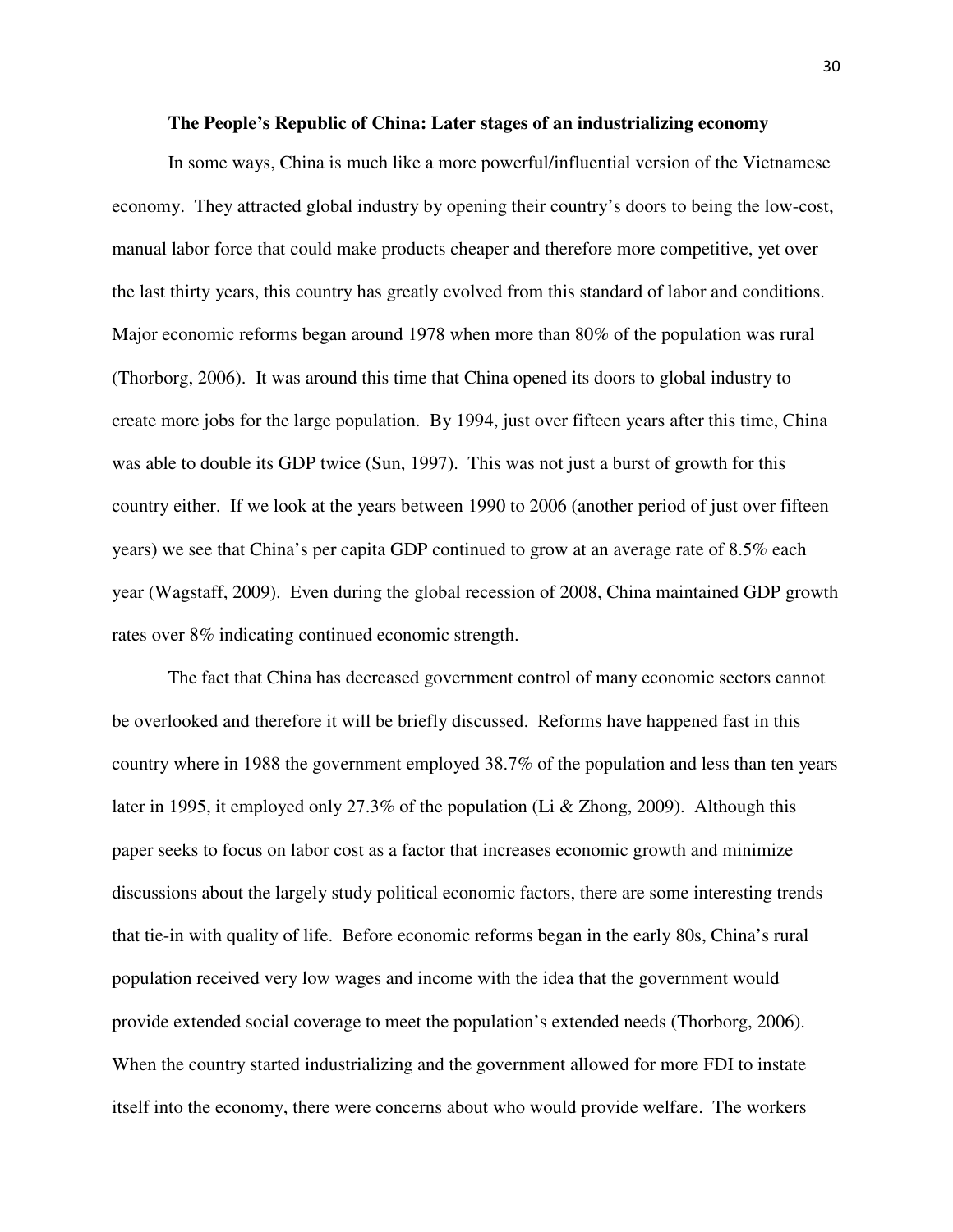**The People's Republic of China: Later stages of an industrializing economy**

In some ways, China is much like a more powerful/influential version of the Vietnamese economy. They attracted global industry by opening their country's doors to being the low-cost, manual labor force that could make products cheaper and therefore more competitive, yet over the last thirty years, this country has greatly evolved from this standard of labor and conditions. Major economic reforms began around 1978 when more than 80% of the population was rural (Thorborg, 2006). It was around this time that China opened its doors to global industry to create more jobs for the large population. By 1994, just over fifteen years after this time, China was able to double its GDP twice (Sun, 1997). This was not just a burst of growth for this country either. If we look at the years between 1990 to 2006 (another period of just over fifteen years) we see that China's per capita GDP continued to grow at an average rate of 8.5% each year (Wagstaff, 2009). Even during the global recession of 2008, China maintained GDP growth rates over 8% indicating continued economic strength.

The fact that China has decreased government control of many economic sectors cannot be overlooked and therefore it will be briefly discussed. Reforms have happened fast in this country where in 1988 the government employed 38.7% of the population and less than ten years later in 1995, it employed only 27.3% of the population (Li & Zhong, 2009). Although this paper seeks to focus on labor cost as a factor that increases economic growth and minimize discussions about the largely study political economic factors, there are some interesting trends that tie-in with quality of life. Before economic reforms began in the early 80s, China's rural population received very low wages and income with the idea that the government would provide extended social coverage to meet the population's extended needs (Thorborg, 2006). When the country started industrializing and the government allowed for more FDI to instate itself into the economy, there were concerns about who would provide welfare. The workers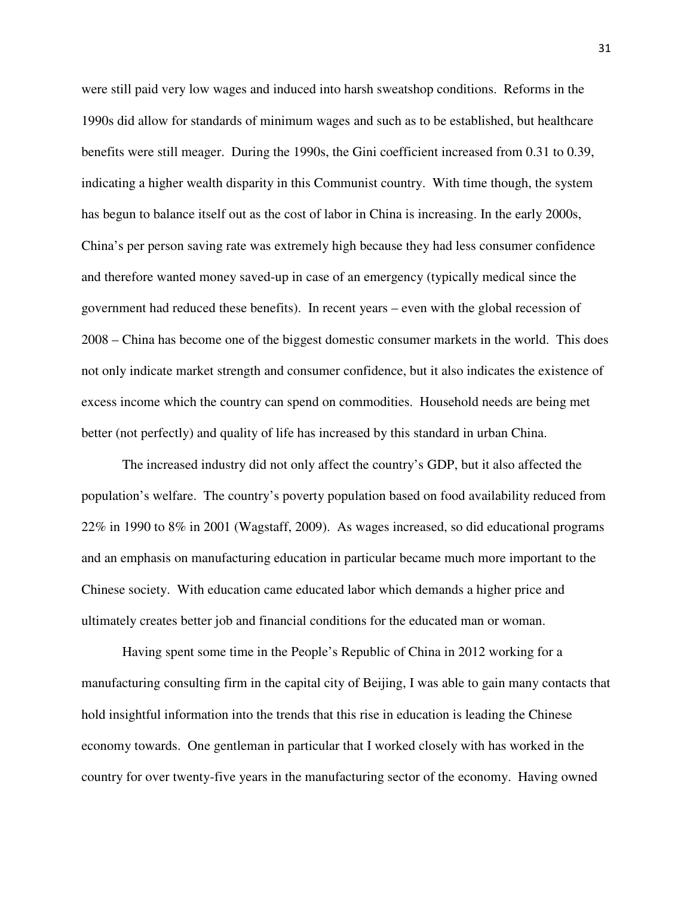were still paid very low wages and induced into harsh sweatshop conditions. Reforms in the 1990s did allow for standards of minimum wages and such as to be established, but healthcare benefits were still meager. During the 1990s, the Gini coefficient increased from 0.31 to 0.39, indicating a higher wealth disparity in this Communist country. With time though, the system has begun to balance itself out as the cost of labor in China is increasing. In the early 2000s, China's per person saving rate was extremely high because they had less consumer confidence and therefore wanted money saved-up in case of an emergency (typically medical since the government had reduced these benefits). In recent years – even with the global recession of 2008 – China has become one of the biggest domestic consumer markets in the world. This does not only indicate market strength and consumer confidence, but it also indicates the existence of excess income which the country can spend on commodities. Household needs are being met better (not perfectly) and quality of life has increased by this standard in urban China.

The increased industry did not only affect the country's GDP, but it also affected the population's welfare. The country's poverty population based on food availability reduced from 22% in 1990 to 8% in 2001 (Wagstaff, 2009). As wages increased, so did educational programs and an emphasis on manufacturing education in particular became much more important to the Chinese society. With education came educated labor which demands a higher price and ultimately creates better job and financial conditions for the educated man or woman.

Having spent some time in the People's Republic of China in 2012 working for a manufacturing consulting firm in the capital city of Beijing, I was able to gain many contacts that hold insightful information into the trends that this rise in education is leading the Chinese economy towards. One gentleman in particular that I worked closely with has worked in the country for over twenty-five years in the manufacturing sector of the economy. Having owned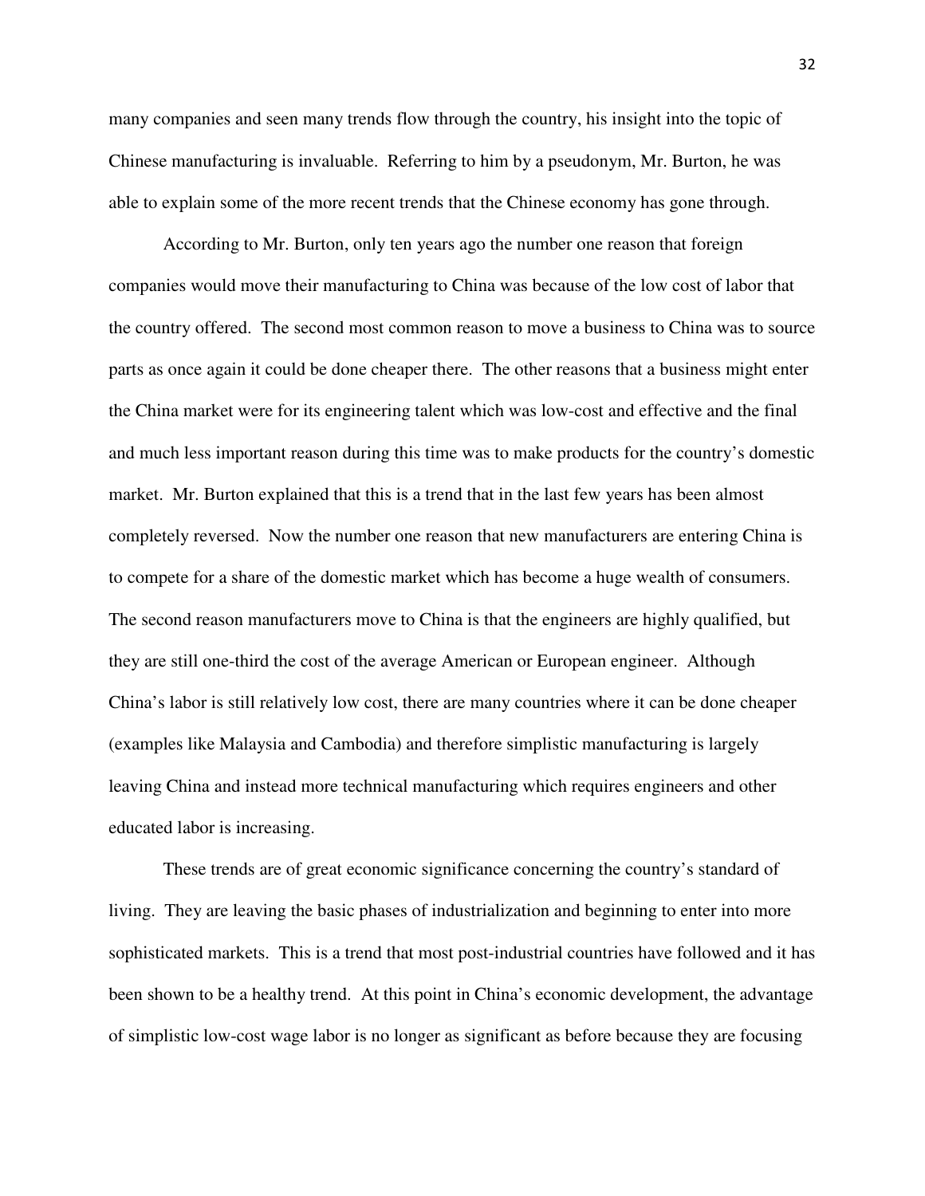many companies and seen many trends flow through the country, his insight into the topic of Chinese manufacturing is invaluable. Referring to him by a pseudonym, Mr. Burton, he was able to explain some of the more recent trends that the Chinese economy has gone through.

According to Mr. Burton, only ten years ago the number one reason that foreign companies would move their manufacturing to China was because of the low cost of labor that the country offered. The second most common reason to move a business to China was to source parts as once again it could be done cheaper there. The other reasons that a business might enter the China market were for its engineering talent which was low-cost and effective and the final and much less important reason during this time was to make products for the country's domestic market. Mr. Burton explained that this is a trend that in the last few years has been almost completely reversed. Now the number one reason that new manufacturers are entering China is to compete for a share of the domestic market which has become a huge wealth of consumers. The second reason manufacturers move to China is that the engineers are highly qualified, but they are still one-third the cost of the average American or European engineer. Although China's labor is still relatively low cost, there are many countries where it can be done cheaper (examples like Malaysia and Cambodia) and therefore simplistic manufacturing is largely leaving China and instead more technical manufacturing which requires engineers and other educated labor is increasing.

These trends are of great economic significance concerning the country's standard of living. They are leaving the basic phases of industrialization and beginning to enter into more sophisticated markets. This is a trend that most post-industrial countries have followed and it has been shown to be a healthy trend. At this point in China's economic development, the advantage of simplistic low-cost wage labor is no longer as significant as before because they are focusing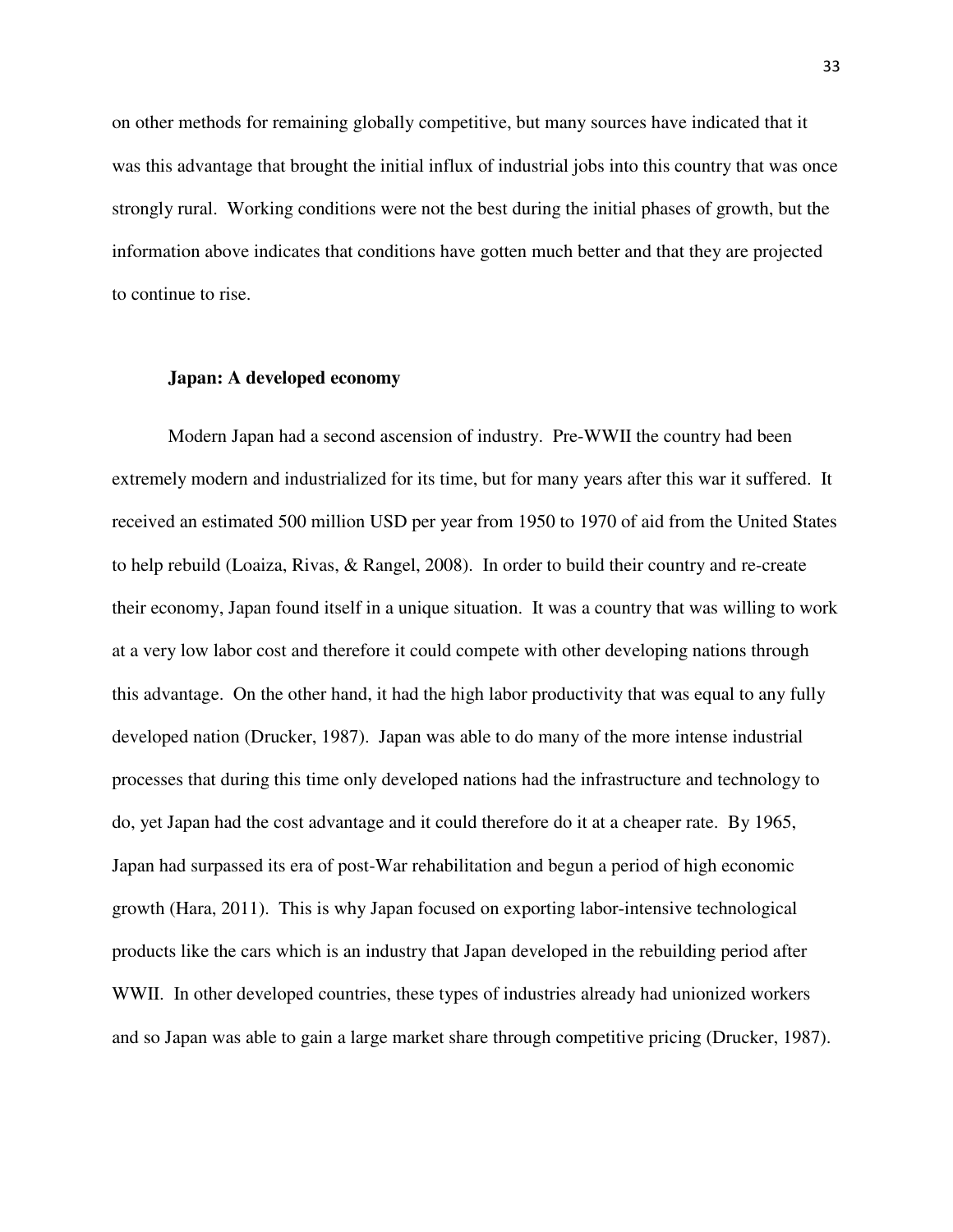on other methods for remaining globally competitive, but many sources have indicated that it was this advantage that brought the initial influx of industrial jobs into this country that was once strongly rural. Working conditions were not the best during the initial phases of growth, but the information above indicates that conditions have gotten much better and that they are projected to continue to rise.

### Japan: A developed economy

Modern Japan had a second ascension of industry. Pre-WWII the country had been extremely modern and industrialized for its time, but for many years after this war it suffered. It received an estimated 500 million USD per year from 1950 to 1970 of aid from the United States to help rebuild (Loaiza, Rivas, & Rangel, 2008). In order to build their country and re-create their economy, Japan found itself in a unique situation. It was a country that was willing to work at a very low labor cost and therefore it could compete with other developing nations through this advantage. On the other hand, it had the high labor productivity that was equal to any fully developed nation (Drucker, 1987). Japan was able to do many of the more intense industrial processes that during this time only developed nations had the infrastructure and technology to do, yet Japan had the cost advantage and it could therefore do it at a cheaper rate. By 1965, Japan had surpassed its era of post-War rehabilitation and begun a period of high economic growth (Hara, 2011). This is why Japan focused on exporting labor-intensive technological products like the cars which is an industry that Japan developed in the rebuilding period after WWII. In other developed countries, these types of industries already had unionized workers and so Japan was able to gain a large market share through competitive pricing (Drucker, 1987).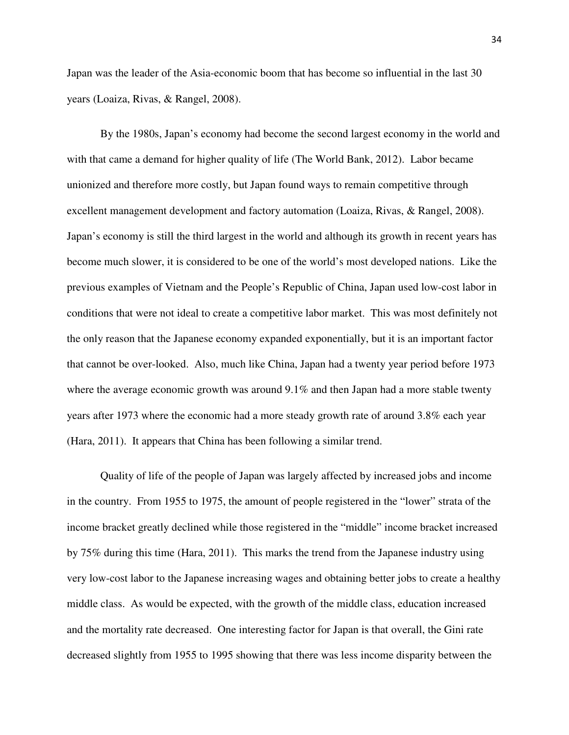Japan was the leader of the Asia-economic boom that has become so influential in the last 30 years (Loaiza, Rivas, & Rangel, 2008).

By the 1980s, Japan's economy had become the second largest economy in the world and with that came a demand for higher quality of life (The World Bank, 2012). Labor became unionized and therefore more costly, but Japan found ways to remain competitive through excellent management development and factory automation (Loaiza, Rivas, & Rangel, 2008). Japan's economy is still the third largest in the world and although its growth in recent years has become much slower, it is considered to be one of the world's most developed nations. Like the previous examples of Vietnam and the People's Republic of China, Japan used low-cost labor in conditions that were not ideal to create a competitive labor market. This was most definitely not the only reason that the Japanese economy expanded exponentially, but it is an important factor that cannot be over-looked. Also, much like China, Japan had a twenty year period before 1973 where the average economic growth was around 9.1% and then Japan had a more stable twenty years after 1973 where the economic had a more steady growth rate of around 3.8% each year (Hara, 2011). It appears that China has been following a similar trend.

Quality of life of the people of Japan was largely affected by increased jobs and income in the country. From 1955 to 1975, the amount of people registered in the "lower" strata of the income bracket greatly declined while those registered in the "middle" income bracket increased by 75% during this time (Hara, 2011). This marks the trend from the Japanese industry using very low-cost labor to the Japanese increasing wages and obtaining better jobs to create a healthy middle class. As would be expected, with the growth of the middle class, education increased and the mortality rate decreased. One interesting factor for Japan is that overall, the Gini rate decreased slightly from 1955 to 1995 showing that there was less income disparity between the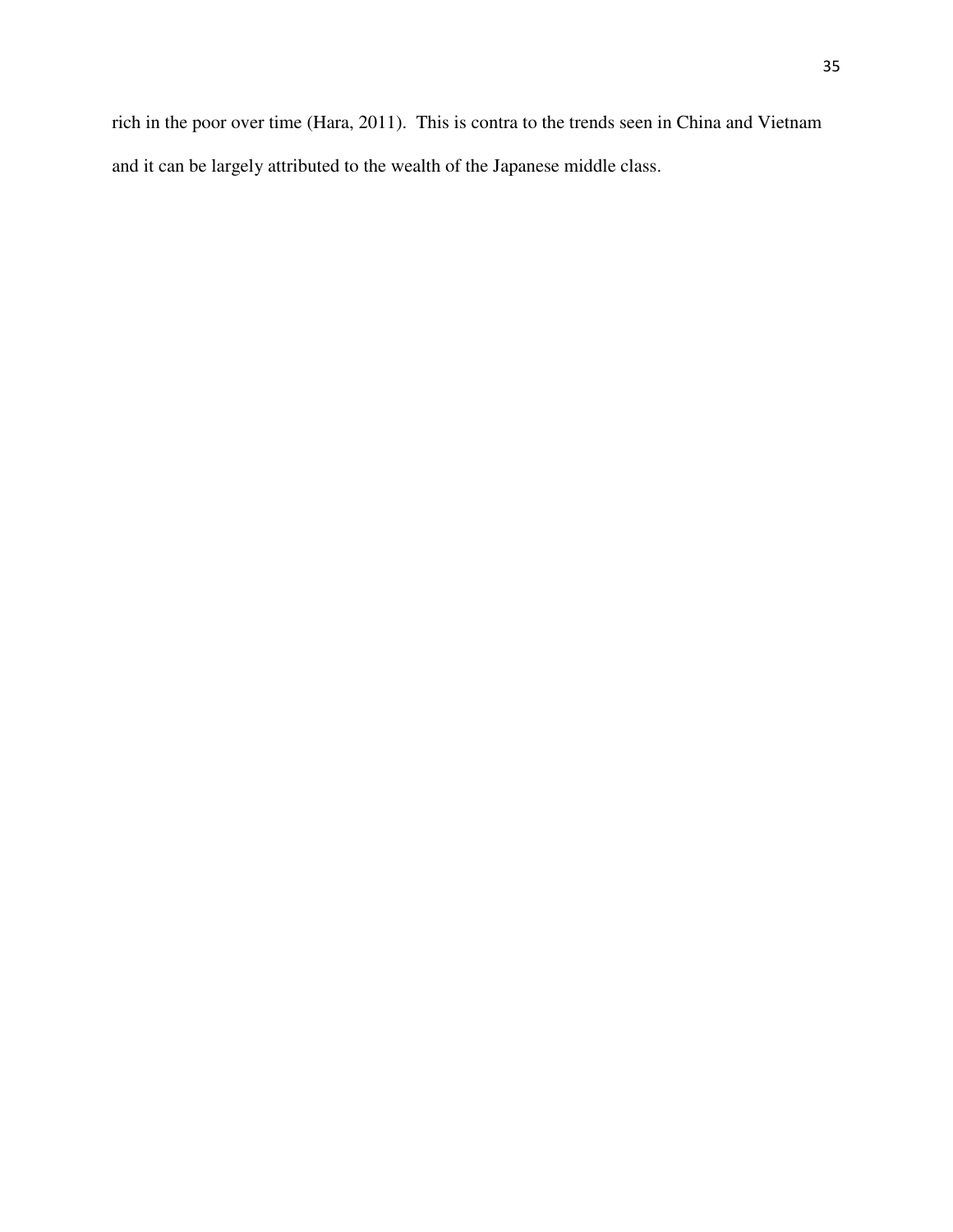rich in the poor over time (Hara, 2011). This is contra to the trends seen in China and Vietnam and it can be largely attributed to the wealth of the Japanese middle class.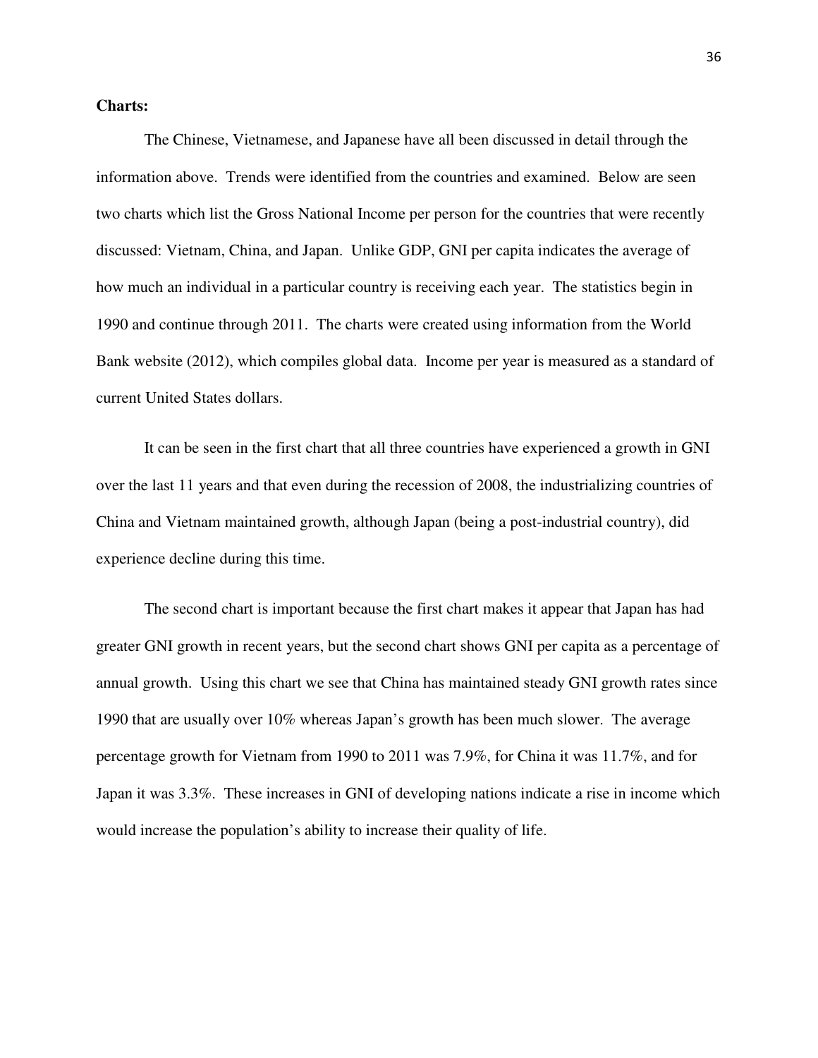**Charts:**

The Chinese, Vietnamese, and Japanese have all been discussed in detail through the information above. Trends were identified from the countries and examined. Below are seen two charts which list the Gross National Income per person for the countries that were recently discussed: Vietnam, China, and Japan. Unlike GDP, GNI per capita indicates the average of how much an individual in a particular country is receiving each year. The statistics begin in 1990 and continue through 2011. The charts were created using information from the World Bank website (2012), which compiles global data. Income per year is measured as a standard of current United States dollars.

It can be seen in the first chart that all three countries have experienced a growth in GNI over the last 11 years and that even during the recession of 2008, the industrializing countries of China and Vietnam maintained growth, although Japan (being a post-industrial country), did experience decline during this time.

The second chart is important because the first chart makes it appear that Japan has had greater GNI growth in recent years, but the second chart shows GNI per capita as a percentage of annual growth. Using this chart we see that China has maintained steady GNI growth rates since 1990 that are usually over 10% whereas Japan's growth has been much slower. The average percentage growth for Vietnam from 1990 to 2011 was 7.9%, for China it was 11.7%, and for Japan it was 3.3%. These increases in GNI of developing nations indicate a rise in income which would increase the population's ability to increase their quality of life.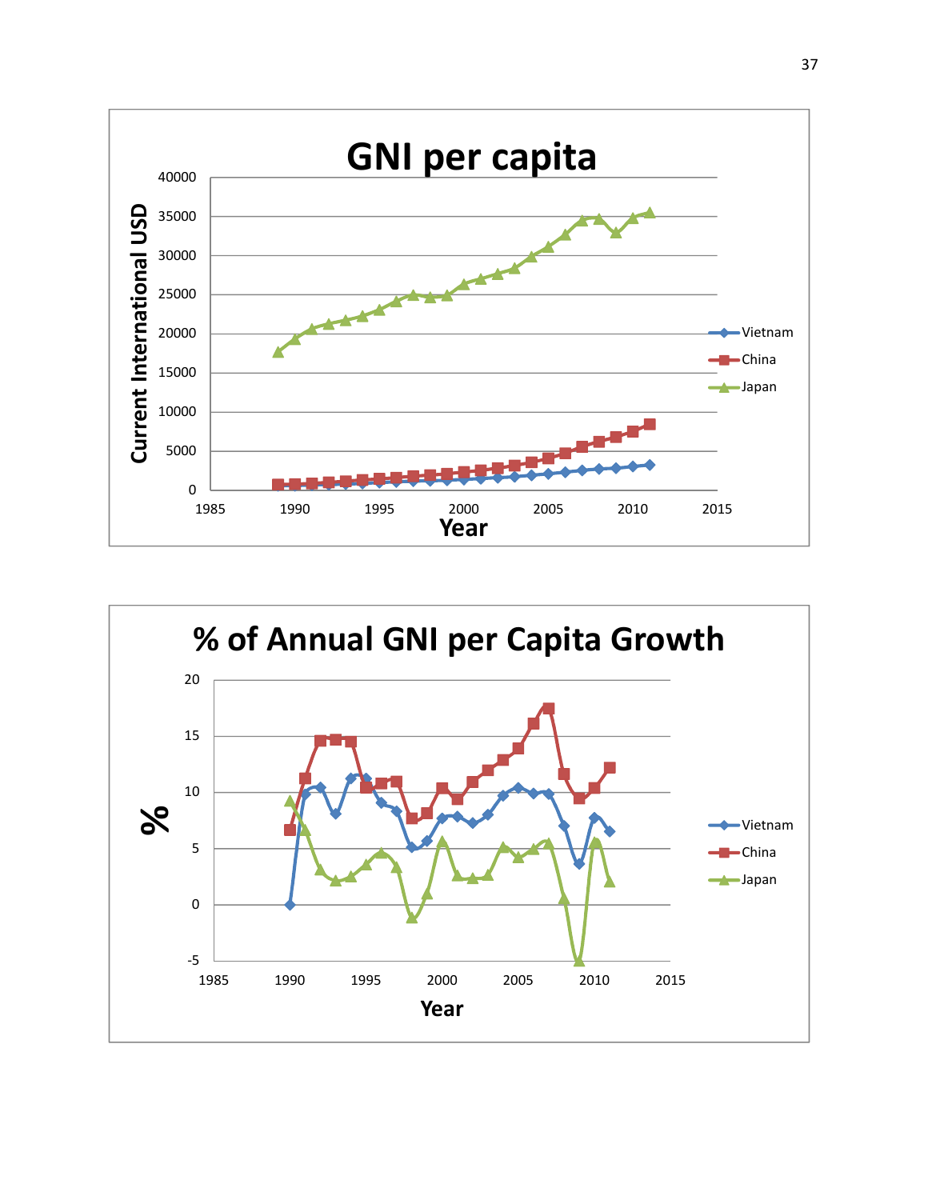**GNI per capita**

Current International USD

Year

- Vietnam
- China
- Japan

**% of Annual GNI per Capita Growth**

%

Year

- Vietnam
- China
- Japan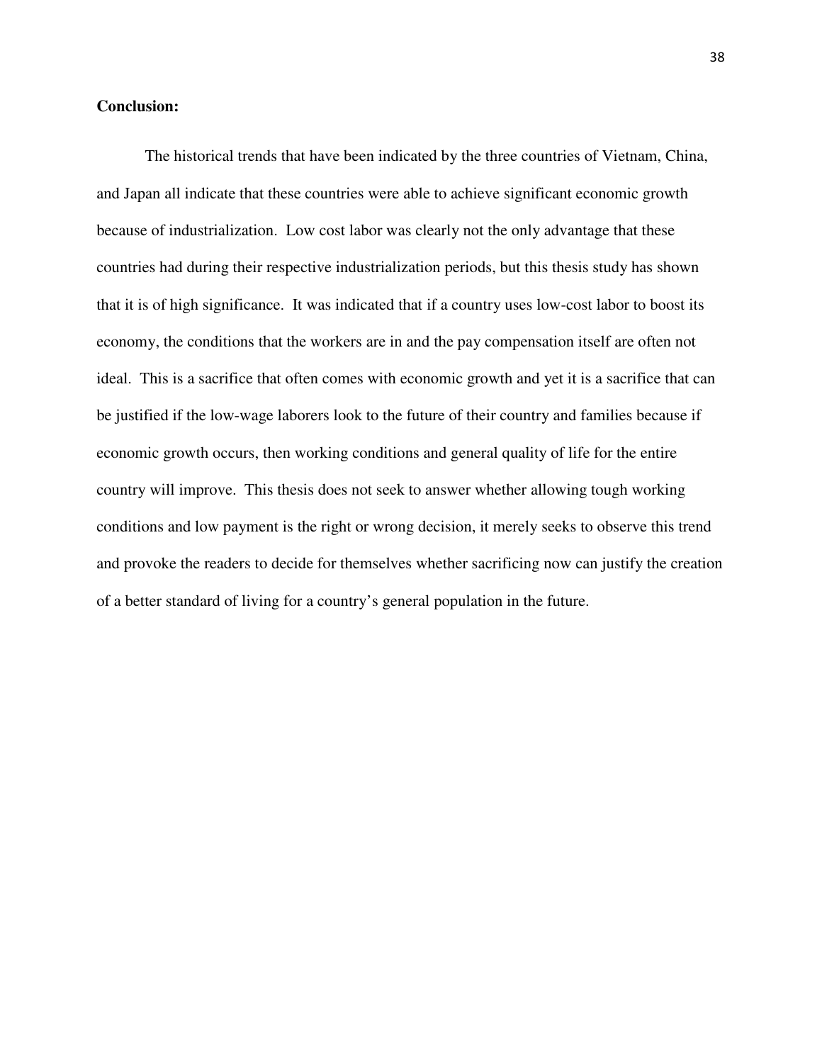**Conclusion:**

The historical trends that have been indicated by the three countries of Vietnam, China, and Japan all indicate that these countries were able to achieve significant economic growth because of industrialization. Low cost labor was clearly not the only advantage that these countries had during their respective industrialization periods, but this thesis study has shown that it is of high significance. It was indicated that if a country uses low-cost labor to boost its economy, the conditions that the workers are in and the pay compensation itself are often not ideal. This is a sacrifice that often comes with economic growth and yet it is a sacrifice that can be justified if the low-wage laborers look to the future of their country and families because if economic growth occurs, then working conditions and general quality of life for the entire country will improve. This thesis does not seek to answer whether allowing tough working conditions and low payment is the right or wrong decision, it merely seeks to observe this trend and provoke the readers to decide for themselves whether sacrificing now can justify the creation of a better standard of living for a country's general population in the future.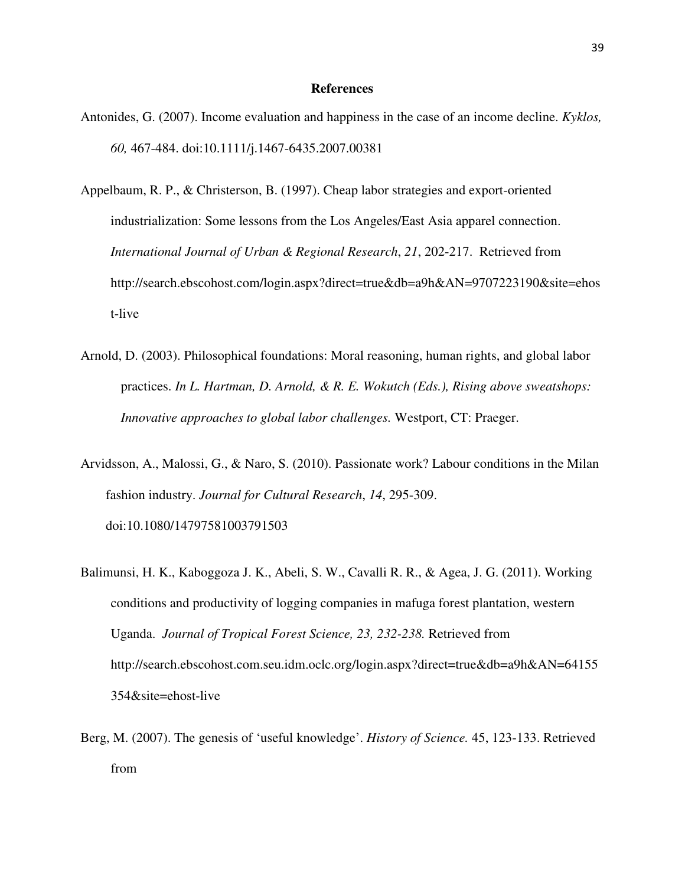# References

Antonides, G. (2007). Income evaluation and happiness in the case of an income decline. *Kyklos, 60,* 467-484. doi:10.1111/j.1467-6435.2007.00381

Appelbaum, R. P., & Christerson, B. (1997). Cheap labor strategies and export-oriented industrialization: Some lessons from the Los Angeles/East Asia apparel connection. *International Journal of Urban & Regional Research*, *21*, 202-217. Retrieved from http://search.ebscohost.com/login.aspx?direct=true&db=a9h&AN=9707223190&site=ehost-live

Arnold, D. (2003). Philosophical foundations: Moral reasoning, human rights, and global labor practices. *In L. Hartman, D. Arnold, & R. E. Wokutch (Eds.), Rising above sweatshops: Innovative approaches to global labor challenges.* Westport, CT: Praeger.

Arvidsson, A., Malossi, G., & Naro, S. (2010). Passionate work? Labour conditions in the Milan fashion industry. *Journal for Cultural Research*, *14*, 295-309. doi:10.1080/14797581003791503

Balimunsi, H. K., Kaboggoza J. K., Abeli, S. W., Cavalli R. R., & Agea, J. G. (2011). Working conditions and productivity of logging companies in mafuga forest plantation, western Uganda. *Journal of Tropical Forest Science, 23, 232-238.* Retrieved from http://search.ebscohost.com.seu.idm.oclc.org/login.aspx?direct=true&db=a9h&AN=64155354&site=ehost-live

Berg, M. (2007). The genesis of 'useful knowledge'. *History of Science.* 45, 123-133. Retrieved from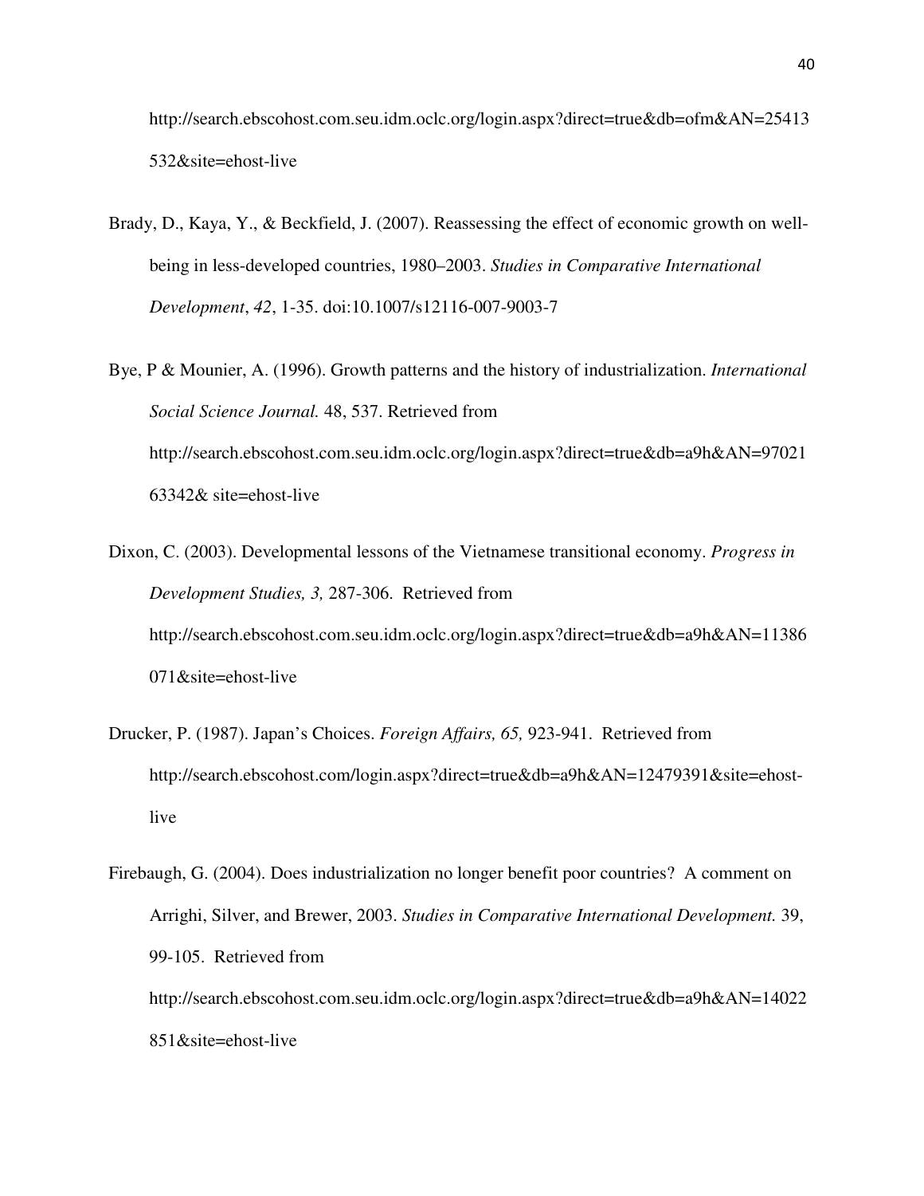http://search.ebscohost.com.seu.idm.oclc.org/login.aspx?direct=true&db=ofm&AN=25413532&site=ehost-live

Brady, D., Kaya, Y., & Beckfield, J. (2007). Reassessing the effect of economic growth on well-being in less-developed countries, 1980–2003. *Studies in Comparative International Development*, *42*, 1-35. doi:10.1007/s12116-007-9003-7

Bye, P & Mounier, A. (1996). Growth patterns and the history of industrialization. *International Social Science Journal.* 48, 537. Retrieved from http://search.ebscohost.com.seu.idm.oclc.org/login.aspx?direct=true&db=a9h&AN=9702163342& site=ehost-live

Dixon, C. (2003). Developmental lessons of the Vietnamese transitional economy. *Progress in Development Studies, 3,* 287-306. Retrieved from http://search.ebscohost.com.seu.idm.oclc.org/login.aspx?direct=true&db=a9h&AN=11386071&site=ehost-live

Drucker, P. (1987). Japan's Choices. *Foreign Affairs, 65,* 923-941. Retrieved from http://search.ebscohost.com/login.aspx?direct=true&db=a9h&AN=12479391&site=ehost-live

Firebaugh, G. (2004). Does industrialization no longer benefit poor countries? A comment on Arrighi, Silver, and Brewer, 2003. *Studies in Comparative International Development.* 39, 99-105. Retrieved from http://search.ebscohost.com.seu.idm.oclc.org/login.aspx?direct=true&db=a9h&AN=14022851&site=ehost-live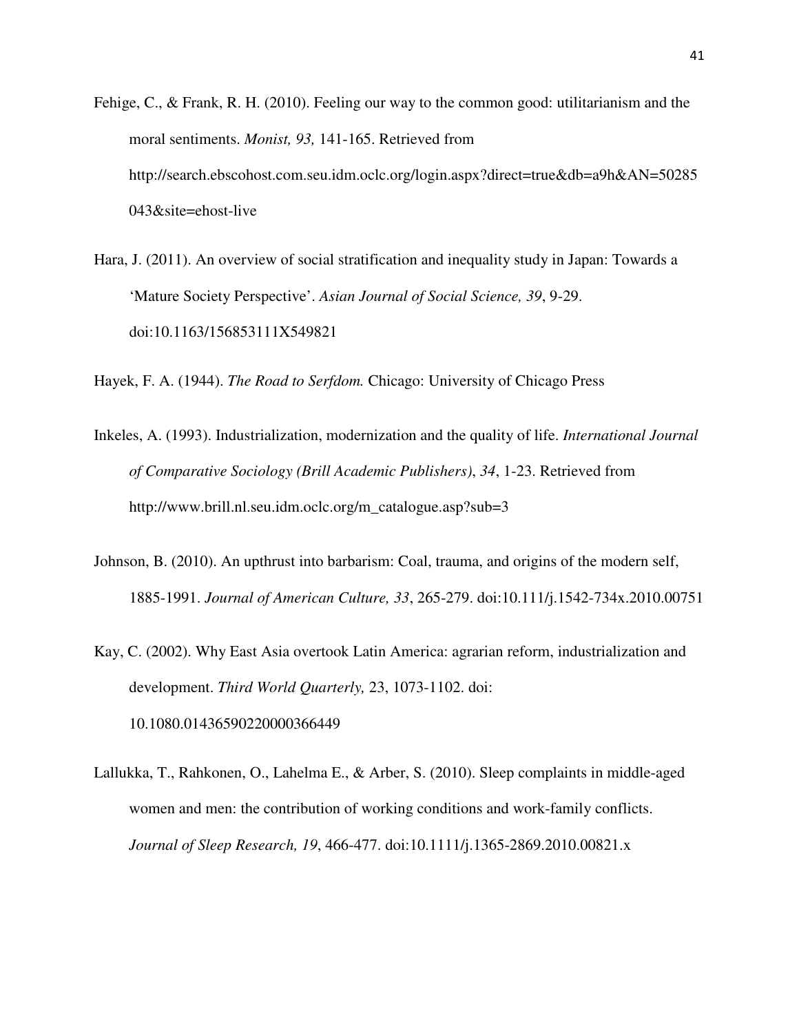Fehige, C., & Frank, R. H. (2010). Feeling our way to the common good: utilitarianism and the moral sentiments. *Monist, 93,* 141-165. Retrieved from http://search.ebscohost.com.seu.idm.oclc.org/login.aspx?direct=true&db=a9h&AN=50285043&site=ehost-live

Hara, J. (2011). An overview of social stratification and inequality study in Japan: Towards a 'Mature Society Perspective'. *Asian Journal of Social Science, 39*, 9-29. doi:10.1163/156853111X549821

Hayek, F. A. (1944). *The Road to Serfdom.* Chicago: University of Chicago Press

Inkeles, A. (1993). Industrialization, modernization and the quality of life. *International Journal of Comparative Sociology (Brill Academic Publishers)*, *34*, 1-23. Retrieved from http://www.brill.nl.seu.idm.oclc.org/m_catalogue.asp?sub=3

Johnson, B. (2010). An upthrust into barbarism: Coal, trauma, and origins of the modern self, 1885-1991. *Journal of American Culture, 33*, 265-279. doi:10.111/j.1542-734x.2010.00751

Kay, C. (2002). Why East Asia overtook Latin America: agrarian reform, industrialization and development. *Third World Quarterly,* 23, 1073-1102. doi: 10.1080.0143659022000036449

Lallukka, T., Rahkonen, O., Lahelma E., & Arber, S. (2010). Sleep complaints in middle-aged women and men: the contribution of working conditions and work-family conflicts. *Journal of Sleep Research, 19*, 466-477. doi:10.1111/j.1365-2869.2010.00821.x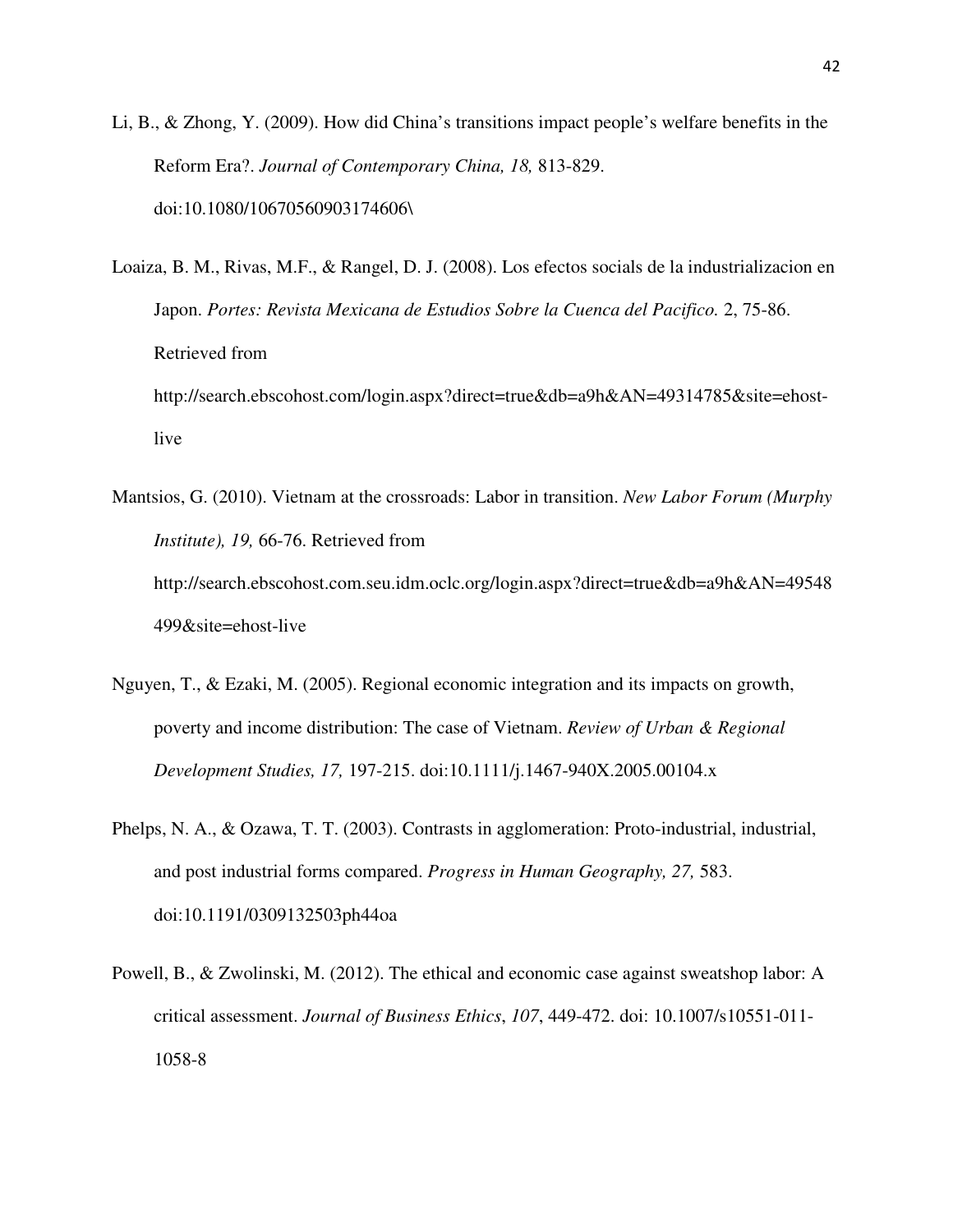Li, B., & Zhong, Y. (2009). How did China's transitions impact people's welfare benefits in the Reform Era?. *Journal of Contemporary China, 18,* 813-829. doi:10.1080/10670560903174606\

Loaiza, B. M., Rivas, M.F., & Rangel, D. J. (2008). Los efectos socials de la industrializacion en Japon. *Portes: Revista Mexicana de Estudios Sobre la Cuenca del Pacifico.* 2, 75-86. Retrieved from http://search.ebscohost.com/login.aspx?direct=true&db=a9h&AN=49314785&site=ehost-live

Mantsios, G. (2010). Vietnam at the crossroads: Labor in transition. *New Labor Forum (Murphy Institute), 19,* 66-76. Retrieved from http://search.ebscohost.com.seu.idm.oclc.org/login.aspx?direct=true&db=a9h&AN=49548499&site=ehost-live

Nguyen, T., & Ezaki, M. (2005). Regional economic integration and its impacts on growth, poverty and income distribution: The case of Vietnam. *Review of Urban & Regional Development Studies, 17,* 197-215. doi:10.1111/j.1467-940X.2005.00104.x

Phelps, N. A., & Ozawa, T. T. (2003). Contrasts in agglomeration: Proto-industrial, industrial, and post industrial forms compared. *Progress in Human Geography, 27,* 583. doi:10.1191/0309132503ph44oa

Powell, B., & Zwolinski, M. (2012). The ethical and economic case against sweatshop labor: A critical assessment. *Journal of Business Ethics*, *107*, 449-472. doi: 10.1007/s10551-011-1058-8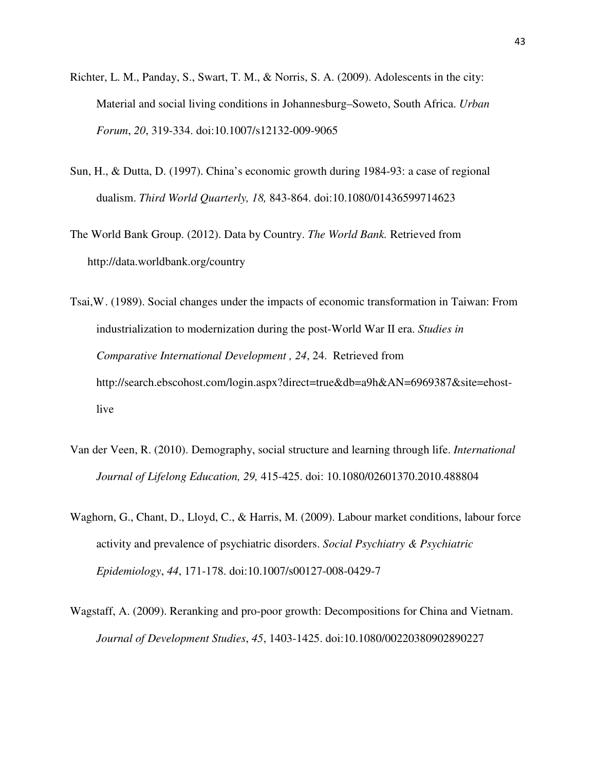Richter, L. M., Panday, S., Swart, T. M., & Norris, S. A. (2009). Adolescents in the city: Material and social living conditions in Johannesburg–Soweto, South Africa. *Urban Forum*, *20*, 319-334. doi:10.1007/s12132-009-9065

Sun, H., & Dutta, D. (1997). China's economic growth during 1984-93: a case of regional dualism. *Third World Quarterly, 18,* 843-864. doi:10.1080/01436599714623

The World Bank Group. (2012). Data by Country. *The World Bank.* Retrieved from http://data.worldbank.org/country

Tsai,W. (1989). Social changes under the impacts of economic transformation in Taiwan: From industrialization to modernization during the post-World War II era. *Studies in Comparative International Development , 24*, 24. Retrieved from http://search.ebscohost.com/login.aspx?direct=true&db=a9h&AN=6969387&site=ehost-live

Van der Veen, R. (2010). Demography, social structure and learning through life. *International Journal of Lifelong Education, 29,* 415-425. doi: 10.1080/02601370.2010.488804

Waghorn, G., Chant, D., Lloyd, C., & Harris, M. (2009). Labour market conditions, labour force activity and prevalence of psychiatric disorders. *Social Psychiatry & Psychiatric Epidemiology*, *44*, 171-178. doi:10.1007/s00127-008-0429-7

Wagstaff, A. (2009). Reranking and pro-poor growth: Decompositions for China and Vietnam. *Journal of Development Studies*, *45*, 1403-1425. doi:10.1080/00220380902890227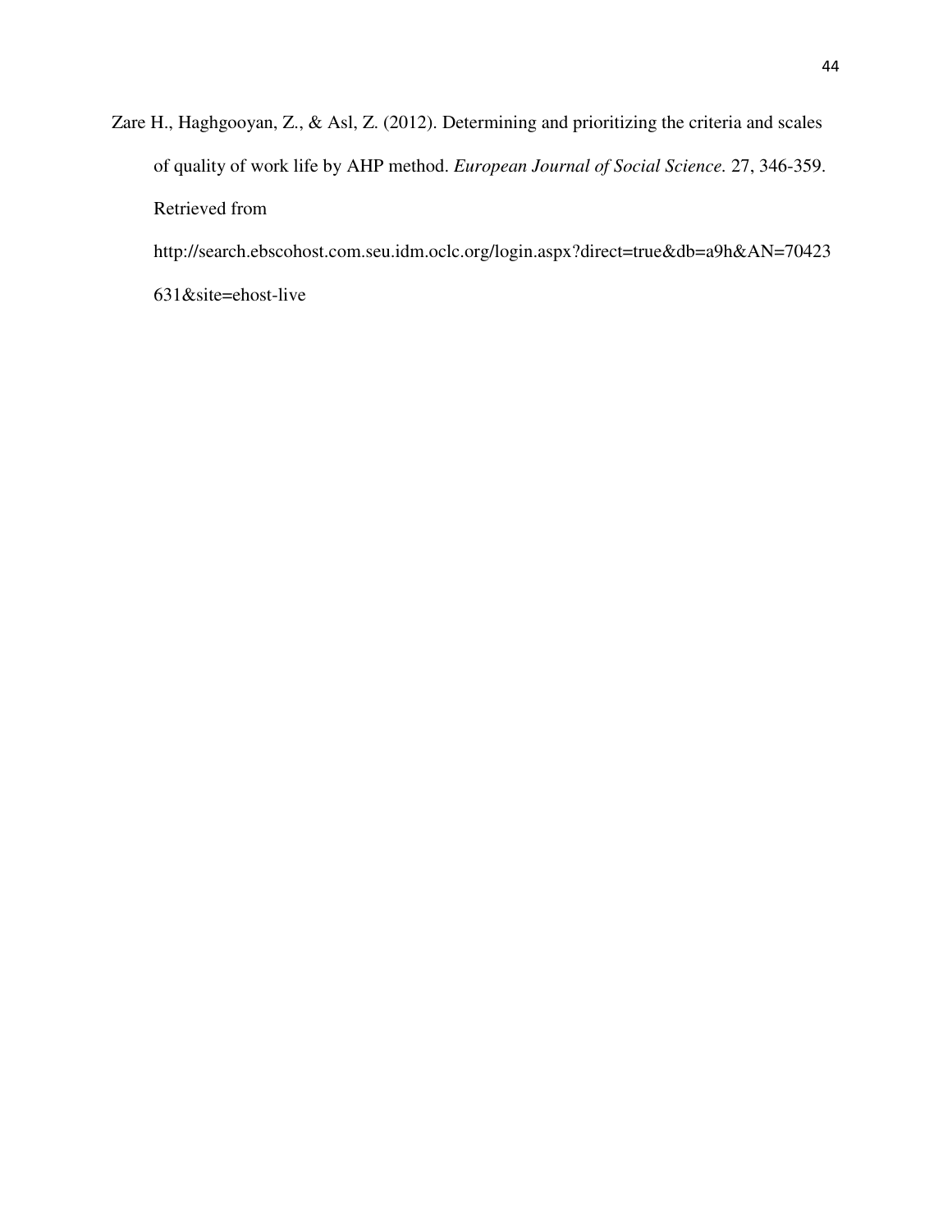Zare H., Haghgooyan, Z., & Asl, Z. (2012). Determining and prioritizing the criteria and scales of quality of work life by AHP method. *European Journal of Social Science*. 27, 346-359. Retrieved from http://search.ebscohost.com.seu.idm.oclc.org/login.aspx?direct=true&db=a9h&AN=70423631&site=ehost-live